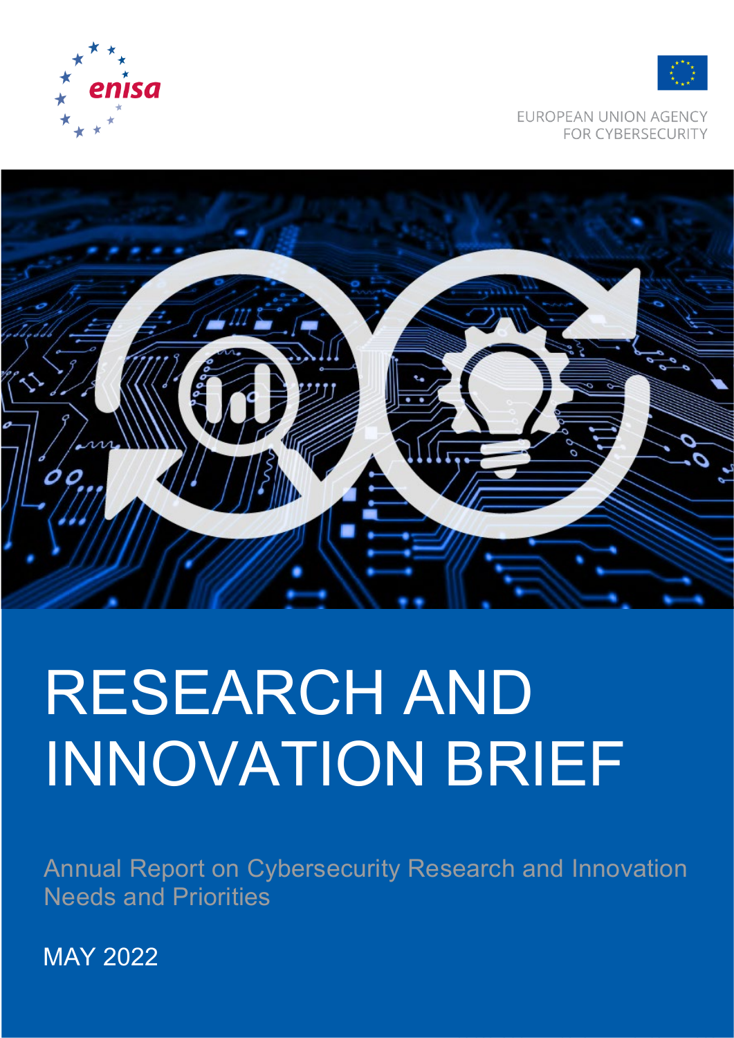enisa

EUROPEAN UNION AGENCY FOR CYBERSECURITY

# RESEARCH AND INNOVATION BRIEF

## Annual Report on Cybersecurity Research and Innovation Needs and Priorities

MAY 2022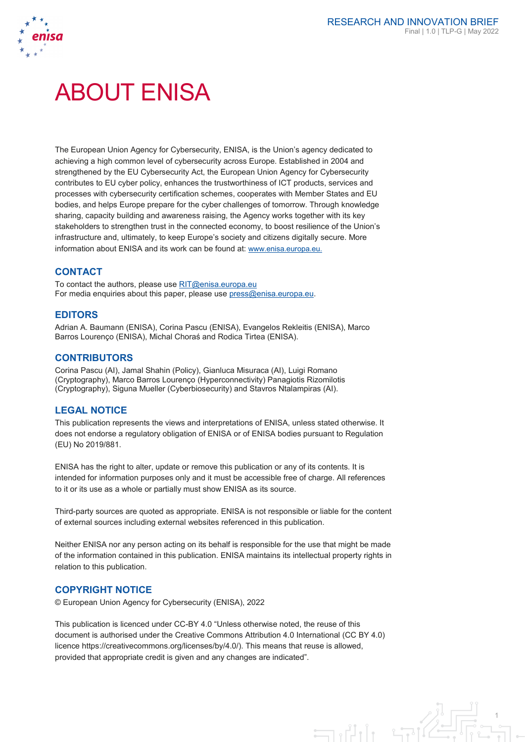# ABOUT ENISA

The European Union Agency for Cybersecurity, ENISA, is the Union's agency dedicated to achieving a high common level of cybersecurity across Europe. Established in 2004 and strengthened by the EU Cybersecurity Act, the European Union Agency for Cybersecurity contributes to EU cyber policy, enhances the trustworthiness of ICT products, services and processes with cybersecurity certification schemes, cooperates with Member States and EU bodies, and helps Europe prepare for the cyber challenges of tomorrow. Through knowledge sharing, capacity building and awareness raising, the Agency works together with its key stakeholders to strengthen trust in the connected economy, to boost resilience of the Union's infrastructure and, ultimately, to keep Europe's society and citizens digitally secure. More information about ENISA and its work can be found at: www.enisa.europa.eu.

## CONTACT

To contact the authors, please use RIT@enisa.europa.eu
For media enquiries about this paper, please use press@enisa.europa.eu.

## EDITORS

Adrian A. Baumann (ENISA), Corina Pascu (ENISA), Evangelos Rekleitis (ENISA), Marco Barros Lourenço (ENISA), Michal Choraś and Rodica Tirtea (ENISA).

## CONTRIBUTORS

Corina Pascu (AI), Jamal Shahin (Policy), Gianluca Misuraca (AI), Luigi Romano (Cryptography), Marco Barros Lourenço (Hyperconnectivity) Panagiotis Rizomilotis (Cryptography), Siguna Mueller (Cyberbiosecurity) and Stavros Ntalampiras (AI).

## LEGAL NOTICE

This publication represents the views and interpretations of ENISA, unless stated otherwise. It does not endorse a regulatory obligation of ENISA or of ENISA bodies pursuant to Regulation (EU) No 2019/881.

ENISA has the right to alter, update or remove this publication or any of its contents. It is intended for information purposes only and it must be accessible free of charge. All references to it or its use as a whole or partially must show ENISA as its source.

Third-party sources are quoted as appropriate. ENISA is not responsible or liable for the content of external sources including external websites referenced in this publication.

Neither ENISA nor any person acting on its behalf is responsible for the use that might be made of the information contained in this publication. ENISA maintains its intellectual property rights in relation to this publication.

## COPYRIGHT NOTICE

© European Union Agency for Cybersecurity (ENISA), 2022

This publication is licenced under CC-BY 4.0 "Unless otherwise noted, the reuse of this document is authorised under the Creative Commons Attribution 4.0 International (CC BY 4.0) licence https://creativecommons.org/licenses/by/4.0/). This means that reuse is allowed, provided that appropriate credit is given and any changes are indicated".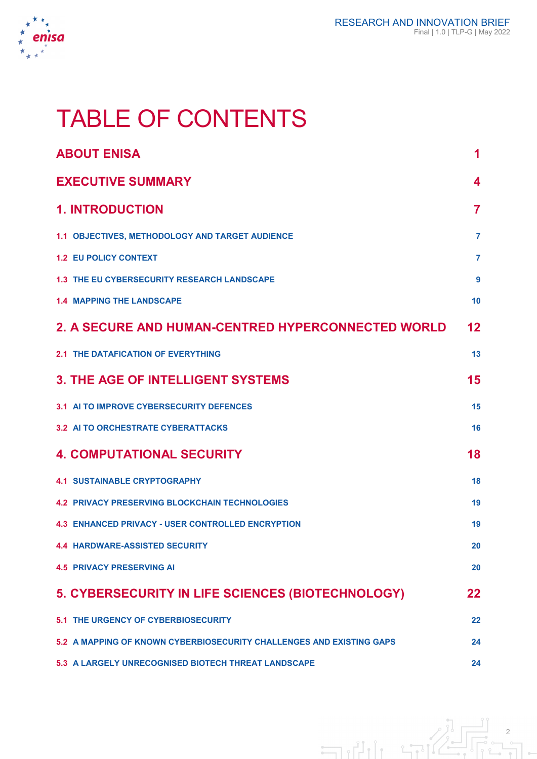# TABLE OF CONTENTS

| | |
|---|---|
| **ABOUT ENISA** | **1** |
| **EXECUTIVE SUMMARY** | **4** |
| **1. INTRODUCTION** | **7** |
| 1.1 OBJECTIVES, METHODOLOGY AND TARGET AUDIENCE | 7 |
| 1.2 EU POLICY CONTEXT | 7 |
| 1.3 THE EU CYBERSECURITY RESEARCH LANDSCAPE | 9 |
| 1.4 MAPPING THE LANDSCAPE | 10 |
| **2. A SECURE AND HUMAN-CENTRED HYPERCONNECTED WORLD** | **12** |
| 2.1 THE DATAFICATION OF EVERYTHING | 13 |
| **3. THE AGE OF INTELLIGENT SYSTEMS** | **15** |
| 3.1 AI TO IMPROVE CYBERSECURITY DEFENCES | 15 |
| 3.2 AI TO ORCHESTRATE CYBERATTACKS | 16 |
| **4. COMPUTATIONAL SECURITY** | **18** |
| 4.1 SUSTAINABLE CRYPTOGRAPHY | 18 |
| 4.2 PRIVACY PRESERVING BLOCKCHAIN TECHNOLOGIES | 19 |
| 4.3 ENHANCED PRIVACY - USER CONTROLLED ENCRYPTION | 19 |
| 4.4 HARDWARE-ASSISTED SECURITY | 20 |
| 4.5 PRIVACY PRESERVING AI | 20 |
| **5. CYBERSECURITY IN LIFE SCIENCES (BIOTECHNOLOGY)** | **22** |
| 5.1 THE URGENCY OF CYBERBIOSECURITY | 22 |
| 5.2 A MAPPING OF KNOWN CYBERBIOSECURITY CHALLENGES AND EXISTING GAPS | 24 |
| 5.3 A LARGELY UNRECOGNISED BIOTECH THREAT LANDSCAPE | 24 |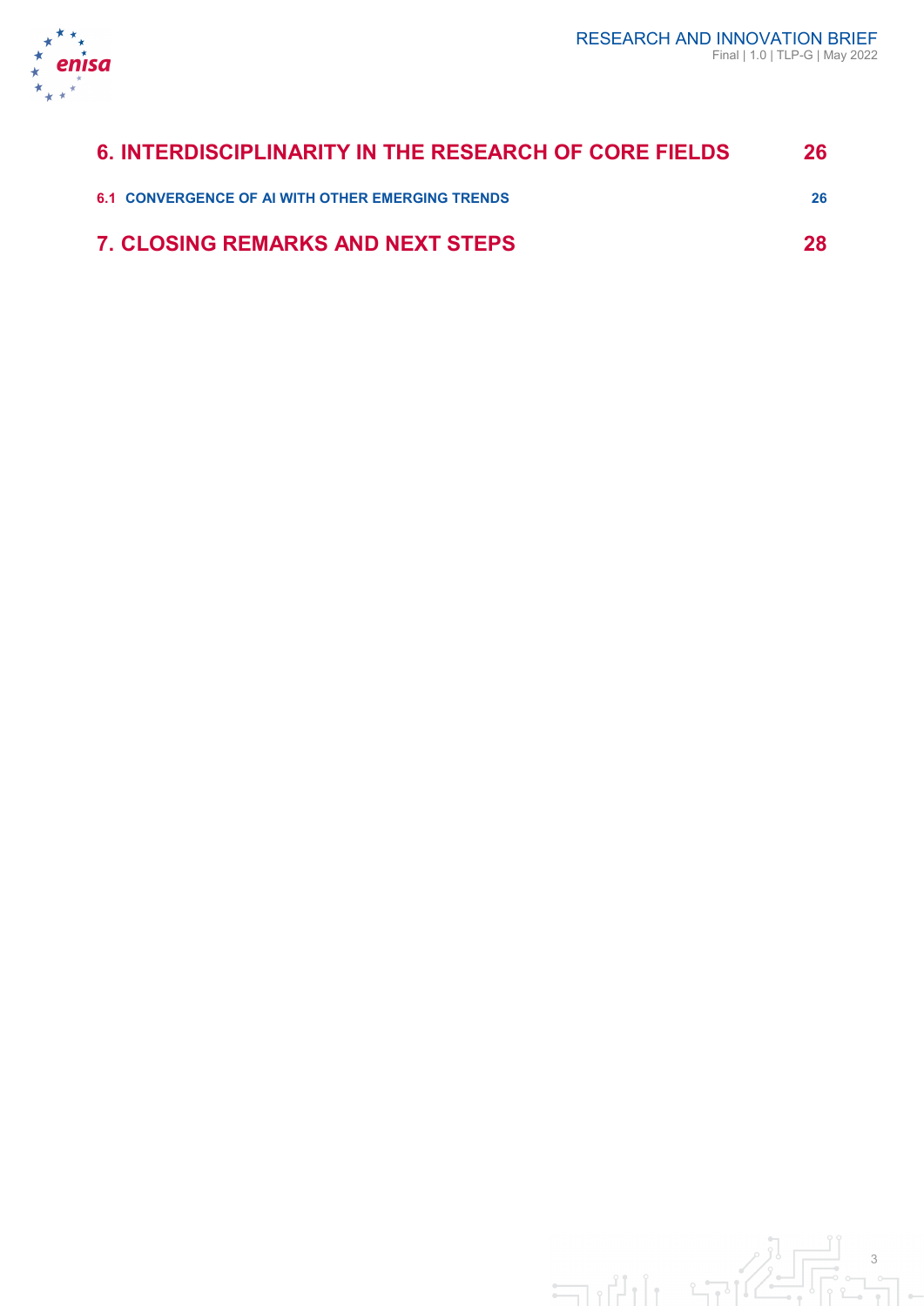6. INTERDISCIPLINARITY IN THE RESEARCH OF CORE FIELDS 26

6.1 CONVERGENCE OF AI WITH OTHER EMERGING TRENDS 26

7. CLOSING REMARKS AND NEXT STEPS 28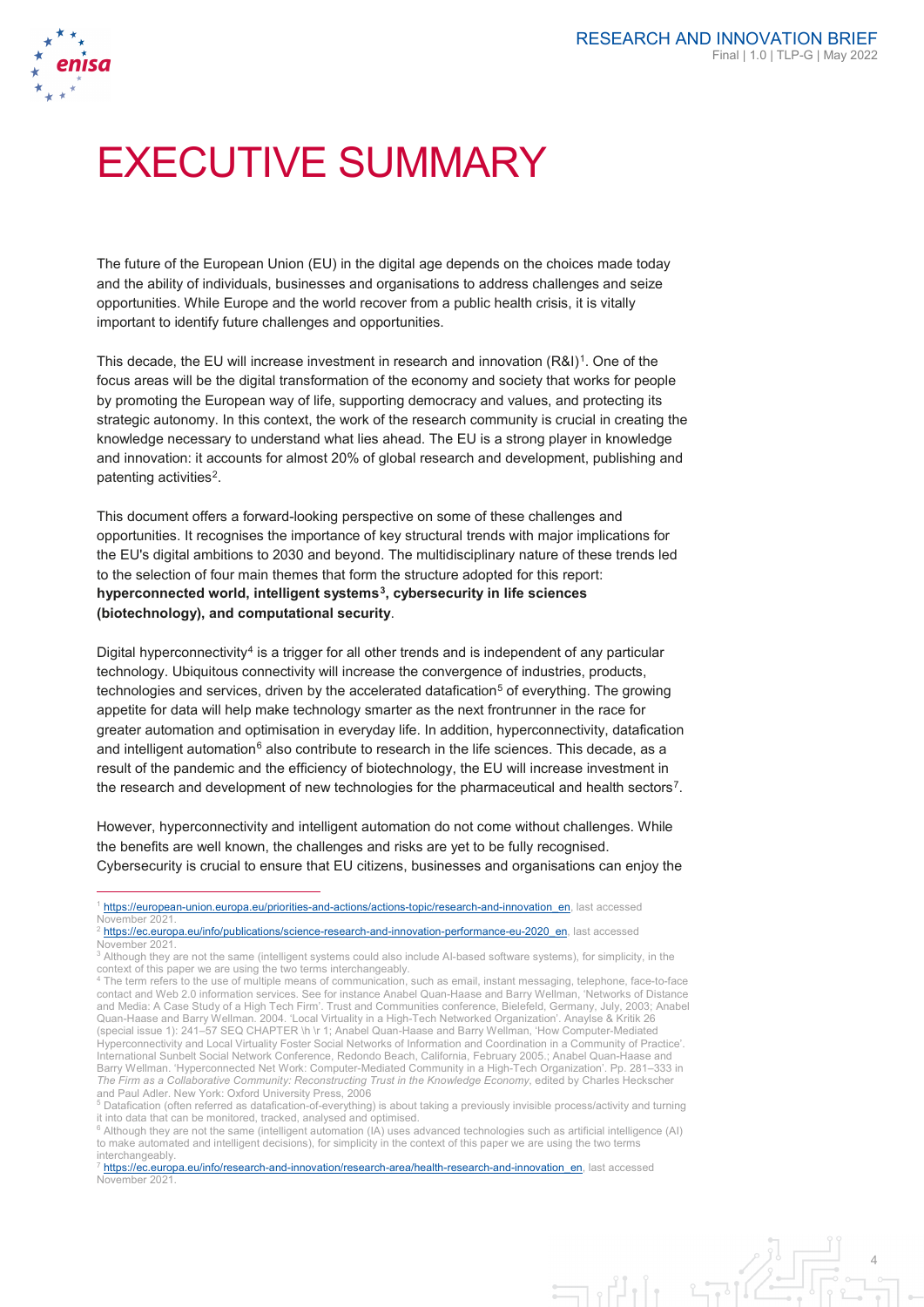# EXECUTIVE SUMMARY

The future of the European Union (EU) in the digital age depends on the choices made today and the ability of individuals, businesses and organisations to address challenges and seize opportunities. While Europe and the world recover from a public health crisis, it is vitally important to identify future challenges and opportunities.

This decade, the EU will increase investment in research and innovation (R&I)[1]. One of the focus areas will be the digital transformation of the economy and society that works for people by promoting the European way of life, supporting democracy and values, and protecting its strategic autonomy. In this context, the work of the research community is crucial in creating the knowledge necessary to understand what lies ahead. The EU is a strong player in knowledge and innovation: it accounts for almost 20% of global research and development, publishing and patenting activities[2].

This document offers a forward-looking perspective on some of these challenges and opportunities. It recognises the importance of key structural trends with major implications for the EU's digital ambitions to 2030 and beyond. The multidisciplinary nature of these trends led to the selection of four main themes that form the structure adopted for this report: **hyperconnected world, intelligent systems[3], cybersecurity in life sciences (biotechnology), and computational security**.

Digital hyperconnectivity[4] is a trigger for all other trends and is independent of any particular technology. Ubiquitous connectivity will increase the convergence of industries, products, technologies and services, driven by the accelerated datafication[5] of everything. The growing appetite for data will help make technology smarter as the next frontrunner in the race for greater automation and optimisation in everyday life. In addition, hyperconnectivity, datafication and intelligent automation[6] also contribute to research in the life sciences. This decade, as a result of the pandemic and the efficiency of biotechnology, the EU will increase investment in the research and development of new technologies for the pharmaceutical and health sectors[7].

However, hyperconnectivity and intelligent automation do not come without challenges. While the benefits are well known, the challenges and risks are yet to be fully recognised. Cybersecurity is crucial to ensure that EU citizens, businesses and organisations can enjoy the

---

[1] https://european-union.europa.eu/priorities-and-actions/actions-topic/research-and-innovation_en, last accessed November 2021.

[2] https://ec.europa.eu/info/publications/science-research-and-innovation-performance-eu-2020_en, last accessed November 2021.

[3] Although they are not the same (intelligent systems could also include AI-based software systems), for simplicity, in the context of this paper we are using the two terms interchangeably.

[4] The term refers to the use of multiple means of communication, such as email, instant messaging, telephone, face-to-face contact and Web 2.0 information services. See for instance Anabel Quan-Haase and Barry Wellman, 'Networks of Distance and Media: A Case Study of a High Tech Firm'. Trust and Communities conference, Bielefeld, Germany, July, 2003; Anabel Quan-Haase and Barry Wellman. 2004. 'Local Virtuality in a High-Tech Networked Organization'. Anaylse & Kritik 26 (special issue 1): 241–57 SEQ CHAPTER \h \r 1; Anabel Quan-Haase and Barry Wellman, 'How Computer-Mediated Hyperconnectivity and Local Virtuality Foster Social Networks of Information and Coordination in a Community of Practice'. International Sunbelt Social Network Conference, Redondo Beach, California, February 2005.; Anabel Quan-Haase and Barry Wellman. 'Hyperconnected Net Work: Computer-Mediated Community in a High-Tech Organization'. Pp. 281–333 in *The Firm as a Collaborative Community: Reconstructing Trust in the Knowledge Economy*, edited by Charles Heckscher and Paul Adler. New York: Oxford University Press, 2006

[5] Datafication (often referred as datafication-of-everything) is about taking a previously invisible process/activity and turning it into data that can be monitored, tracked, analysed and optimised.

[6] Although they are not the same (intelligent automation (IA) uses advanced technologies such as artificial intelligence (AI) to make automated and intelligent decisions), for simplicity in the context of this paper we are using the two terms interchangeably.

[7] https://ec.europa.eu/info/research-and-innovation/research-area/health-research-and-innovation_en, last accessed November 2021.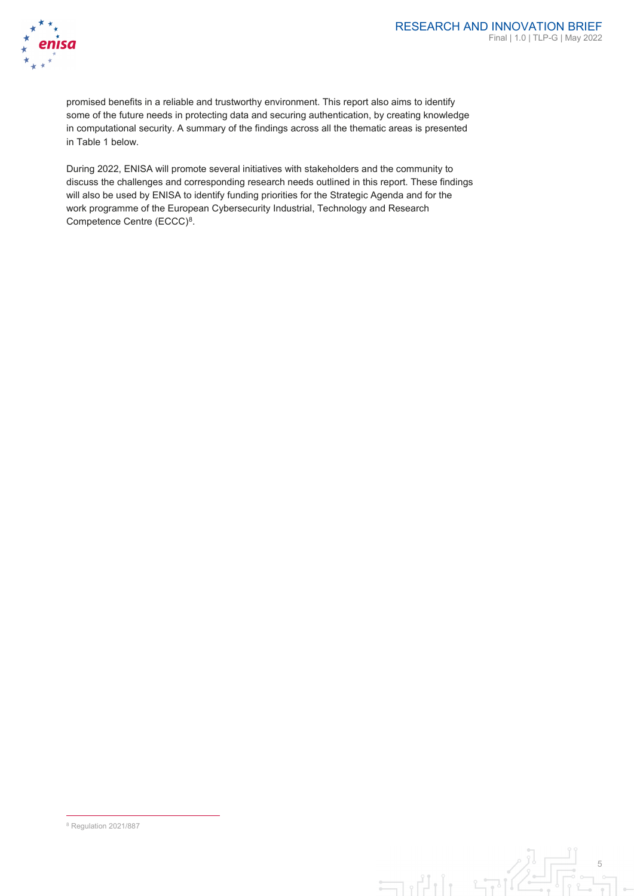promised benefits in a reliable and trustworthy environment. This report also aims to identify some of the future needs in protecting data and securing authentication, by creating knowledge in computational security. A summary of the findings across all the thematic areas is presented in Table 1 below.

During 2022, ENISA will promote several initiatives with stakeholders and the community to discuss the challenges and corresponding research needs outlined in this report. These findings will also be used by ENISA to identify funding priorities for the Strategic Agenda and for the work programme of the European Cybersecurity Industrial, Technology and Research Competence Centre (ECCC)[8].

[8] Regulation 2021/887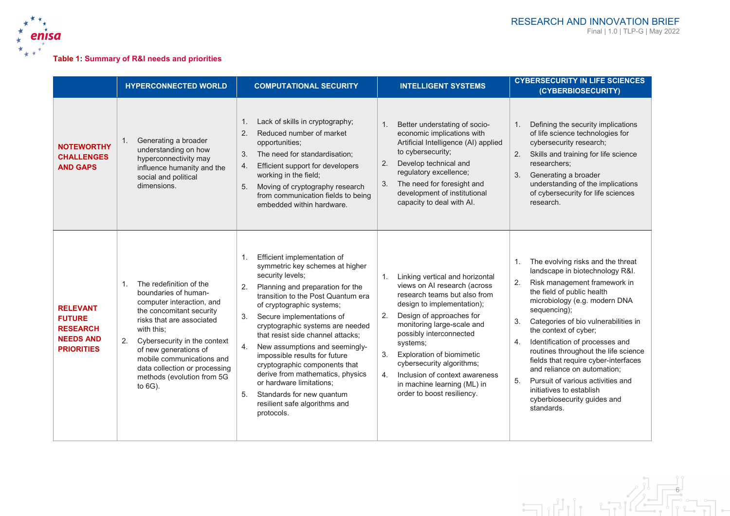**Table 1: Summary of R&I needs and priorities**

| | HYPERCONNECTED WORLD | COMPUTATIONAL SECURITY | INTELLIGENT SYSTEMS | CYBERSECURITY IN LIFE SCIENCES (CYBERBIOSECURITY) |
|---|---|---|---|---|
| **NOTEWORTHY CHALLENGES AND GAPS** | 1. Generating a broader understanding on how hyperconnectivity may influence humanity and the social and political dimensions. | 1. Lack of skills in cryptography;<br>2. Reduced number of market opportunities;<br>3. The need for standardisation;<br>4. Efficient support for developers working in the field;<br>5. Moving of cryptography research from communication fields to being embedded within hardware. | 1. Better understating of socio-economic implications with Artificial Intelligence (AI) applied to cybersecurity;<br>2. Develop technical and regulatory excellence;<br>3. The need for foresight and development of institutional capacity to deal with AI. | 1. Defining the security implications of life science technologies for cybersecurity research;<br>2. Skills and training for life science researchers;<br>3. Generating a broader understanding of the implications of cybersecurity for life sciences research. |
| **RELEVANT FUTURE RESEARCH NEEDS AND PRIORITIES** | 1. The redefinition of the boundaries of human-computer interaction, and the concomitant security risks that are associated with this;<br>2. Cybersecurity in the context of new generations of mobile communications and data collection or processing methods (evolution from 5G to 6G). | 1. Efficient implementation of symmetric key schemes at higher security levels;<br>2. Planning and preparation for the transition to the Post Quantum era of cryptographic systems;<br>3. Secure implementations of cryptographic systems are needed that resist side channel attacks;<br>4. New assumptions and seemingly-impossible results for future cryptographic components that derive from mathematics, physics or hardware limitations;<br>5. Standards for new quantum resilient safe algorithms and protocols. | 1. Linking vertical and horizontal views on AI research (across research teams but also from design to implementation);<br>2. Design of approaches for monitoring large-scale and possibly interconnected systems;<br>3. Exploration of biomimetic cybersecurity algorithms;<br>4. Inclusion of context awareness in machine learning (ML) in order to boost resiliency. | 1. The evolving risks and the threat landscape in biotechnology R&I.<br>2. Risk management framework in the field of public health microbiology (e.g. modern DNA sequencing);<br>3. Categories of bio vulnerabilities in the context of cyber;<br>4. Identification of processes and routines throughout the life science fields that require cyber-interfaces and reliance on automation;<br>5. Pursuit of various activities and initiatives to establish cyberbiosecurity guides and standards. |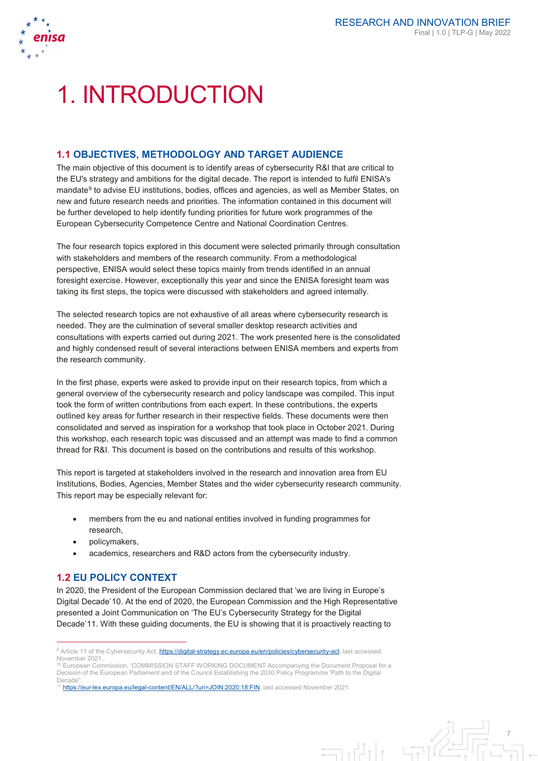# 1. INTRODUCTION

## 1.1 OBJECTIVES, METHODOLOGY AND TARGET AUDIENCE

The main objective of this document is to identify areas of cybersecurity R&I that are critical to the EU's strategy and ambitions for the digital decade. The report is intended to fulfil ENISA's mandate[9] to advise EU institutions, bodies, offices and agencies, as well as Member States, on new and future research needs and priorities. The information contained in this document will be further developed to help identify funding priorities for future work programmes of the European Cybersecurity Competence Centre and National Coordination Centres.

The four research topics explored in this document were selected primarily through consultation with stakeholders and members of the research community. From a methodological perspective, ENISA would select these topics mainly from trends identified in an annual foresight exercise. However, exceptionally this year and since the ENISA foresight team was taking its first steps, the topics were discussed with stakeholders and agreed internally.

The selected research topics are not exhaustive of all areas where cybersecurity research is needed. They are the culmination of several smaller desktop research activities and consultations with experts carried out during 2021. The work presented here is the consolidated and highly condensed result of several interactions between ENISA members and experts from the research community.

In the first phase, experts were asked to provide input on their research topics, from which a general overview of the cybersecurity research and policy landscape was compiled. This input took the form of written contributions from each expert. In these contributions, the experts outlined key areas for further research in their respective fields. These documents were then consolidated and served as inspiration for a workshop that took place in October 2021. During this workshop, each research topic was discussed and an attempt was made to find a common thread for R&I. This document is based on the contributions and results of this workshop.

This report is targeted at stakeholders involved in the research and innovation area from EU Institutions, Bodies, Agencies, Member States and the wider cybersecurity research community. This report may be especially relevant for:

- members from the eu and national entities involved in funding programmes for research,
- policymakers,
- academics, researchers and R&D actors from the cybersecurity industry.

## 1.2 EU POLICY CONTEXT

In 2020, the President of the European Commission declared that 'we are living in Europe's Digital Decade'[10]. At the end of 2020, the European Commission and the High Representative presented a Joint Communication on 'The EU's Cybersecurity Strategy for the Digital Decade'[11]. With these guiding documents, the EU is showing that it is proactively reacting to

---

[9] Article 11 of the Cybersecurity Act, https://digital-strategy.ec.europa.eu/en/policies/cybersecurity-act, last accessed November 2021.

[10] European Commission, 'COMMISSION STAFF WORKING DOCUMENT Accompanying the Document Proposal for a Decision of the European Parliament and of the Council Establishing the 2030 Policy Programme 'Path to the Digital Decade''.

[11] https://eur-lex.europa.eu/legal-content/EN/ALL/?uri=JOIN:2020:18:FIN, last accessed November 2021.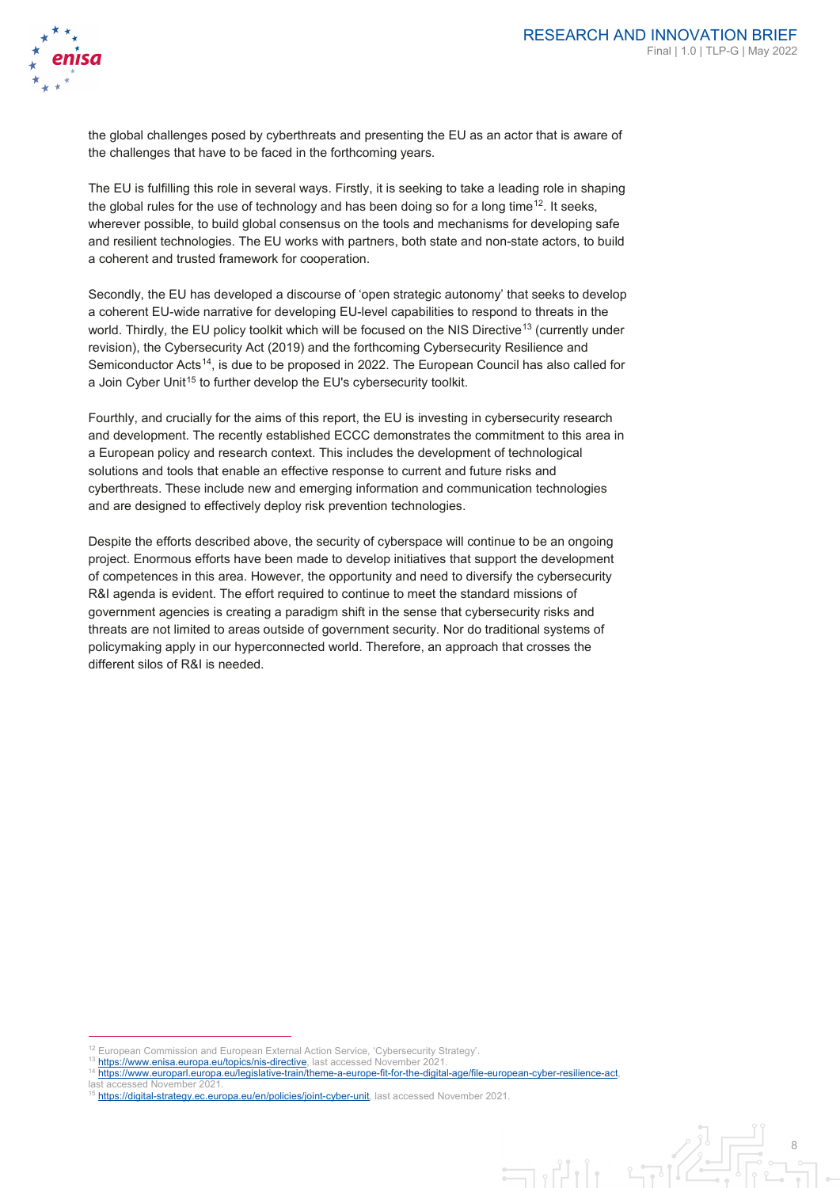the global challenges posed by cyberthreats and presenting the EU as an actor that is aware of the challenges that have to be faced in the forthcoming years.

The EU is fulfilling this role in several ways. Firstly, it is seeking to take a leading role in shaping the global rules for the use of technology and has been doing so for a long time[12]. It seeks, wherever possible, to build global consensus on the tools and mechanisms for developing safe and resilient technologies. The EU works with partners, both state and non-state actors, to build a coherent and trusted framework for cooperation.

Secondly, the EU has developed a discourse of 'open strategic autonomy' that seeks to develop a coherent EU-wide narrative for developing EU-level capabilities to respond to threats in the world. Thirdly, the EU policy toolkit which will be focused on the NIS Directive[13] (currently under revision), the Cybersecurity Act (2019) and the forthcoming Cybersecurity Resilience and Semiconductor Acts[14], is due to be proposed in 2022. The European Council has also called for a Join Cyber Unit[15] to further develop the EU's cybersecurity toolkit.

Fourthly, and crucially for the aims of this report, the EU is investing in cybersecurity research and development. The recently established ECCC demonstrates the commitment to this area in a European policy and research context. This includes the development of technological solutions and tools that enable an effective response to current and future risks and cyberthreats. These include new and emerging information and communication technologies and are designed to effectively deploy risk prevention technologies.

Despite the efforts described above, the security of cyberspace will continue to be an ongoing project. Enormous efforts have been made to develop initiatives that support the development of competences in this area. However, the opportunity and need to diversify the cybersecurity R&I agenda is evident. The effort required to continue to meet the standard missions of government agencies is creating a paradigm shift in the sense that cybersecurity risks and threats are not limited to areas outside of government security. Nor do traditional systems of policymaking apply in our hyperconnected world. Therefore, an approach that crosses the different silos of R&I is needed.

---

[12] European Commission and European External Action Service, 'Cybersecurity Strategy'.

[13] https://www.enisa.europa.eu/topics/nis-directive, last accessed November 2021.

[14] https://www.europarl.europa.eu/legislative-train/theme-a-europe-fit-for-the-digital-age/file-european-cyber-resilience-act, last accessed November 2021.

[15] https://digital-strategy.ec.europa.eu/en/policies/joint-cyber-unit, last accessed November 2021.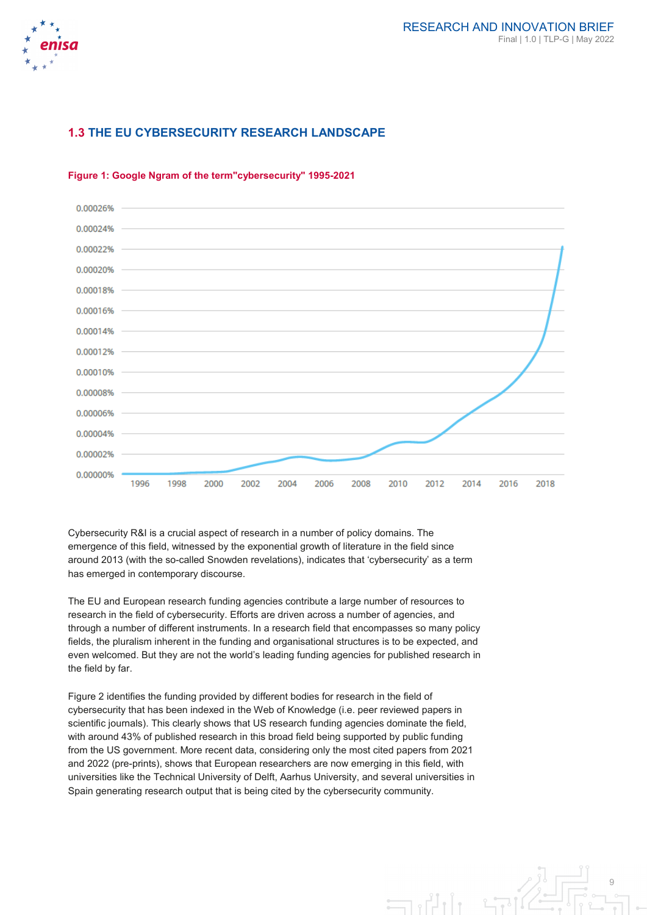## 1.3 THE EU CYBERSECURITY RESEARCH LANDSCAPE

**Figure 1: Google Ngram of the term"cybersecurity" 1995-2021**

Cybersecurity R&I is a crucial aspect of research in a number of policy domains. The emergence of this field, witnessed by the exponential growth of literature in the field since around 2013 (with the so-called Snowden revelations), indicates that 'cybersecurity' as a term has emerged in contemporary discourse.

The EU and European research funding agencies contribute a large number of resources to research in the field of cybersecurity. Efforts are driven across a number of agencies, and through a number of different instruments. In a research field that encompasses so many policy fields, the pluralism inherent in the funding and organisational structures is to be expected, and even welcomed. But they are not the world's leading funding agencies for published research in the field by far.

Figure 2 identifies the funding provided by different bodies for research in the field of cybersecurity that has been indexed in the Web of Knowledge (i.e. peer reviewed papers in scientific journals). This clearly shows that US research funding agencies dominate the field, with around 43% of published research in this broad field being supported by public funding from the US government. More recent data, considering only the most cited papers from 2021 and 2022 (pre-prints), shows that European researchers are now emerging in this field, with universities like the Technical University of Delft, Aarhus University, and several universities in Spain generating research output that is being cited by the cybersecurity community.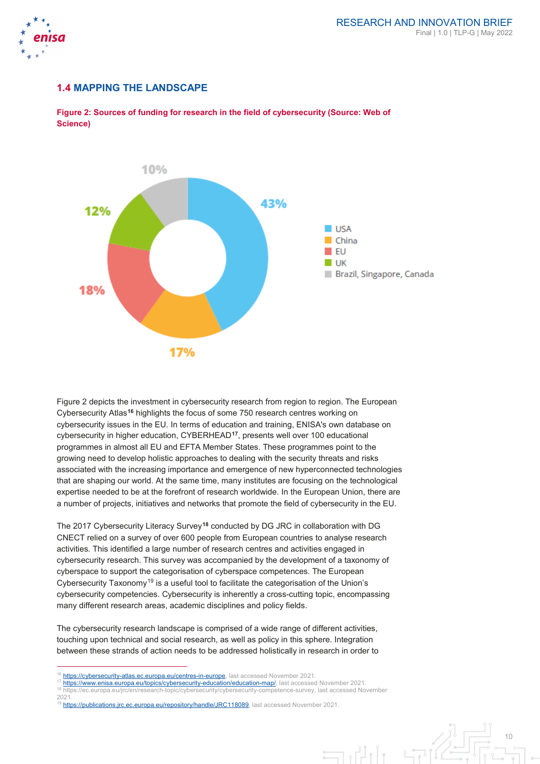## 1.4 MAPPING THE LANDSCAPE

**Figure 2: Sources of funding for research in the field of cybersecurity (Source: Web of Science)**

| Source | Share |
|---|---|
| USA | 43% |
| China | 17% |
| EU | 18% |
| UK | 12% |
| Brazil, Singapore, Canada | 10% |

Figure 2 depicts the investment in cybersecurity research from region to region. The European Cybersecurity Atlas[16] highlights the focus of some 750 research centres working on cybersecurity issues in the EU. In terms of education and training, ENISA's own database on cybersecurity in higher education, CYBERHEAD[17], presents well over 100 educational programmes in almost all EU and EFTA Member States. These programmes point to the growing need to develop holistic approaches to dealing with the security threats and risks associated with the increasing importance and emergence of new hyperconnected technologies that are shaping our world. At the same time, many institutes are focusing on the technological expertise needed to be at the forefront of research worldwide. In the European Union, there are a number of projects, initiatives and networks that promote the field of cybersecurity in the EU.

The 2017 Cybersecurity Literacy Survey[18] conducted by DG JRC in collaboration with DG CNECT relied on a survey of over 600 people from European countries to analyse research activities. This identified a large number of research centres and activities engaged in cybersecurity research. This survey was accompanied by the development of a taxonomy of cyberspace to support the categorisation of cyberspace competences. The European Cybersecurity Taxonomy[19] is a useful tool to facilitate the categorisation of the Union's cybersecurity competencies. Cybersecurity is inherently a cross-cutting topic, encompassing many different research areas, academic disciplines and policy fields.

The cybersecurity research landscape is comprised of a wide range of different activities, touching upon technical and social research, as well as policy in this sphere. Integration between these strands of action needs to be addressed holistically in research in order to

---

[16] https://cybersecurity-atlas.ec.europa.eu/centres-in-europe, last accessed November 2021.
[17] https://www.enisa.europa.eu/topics/cybersecurity-education/education-map/, last accessed November 2021.
[18] https://ec.europa.eu/jrc/en/research-topic/cybersecurity/cybersecurity-competence-survey, last accessed November 2021.
[19] https://publications.jrc.ec.europa.eu/repository/handle/JRC118089, last accessed November 2021.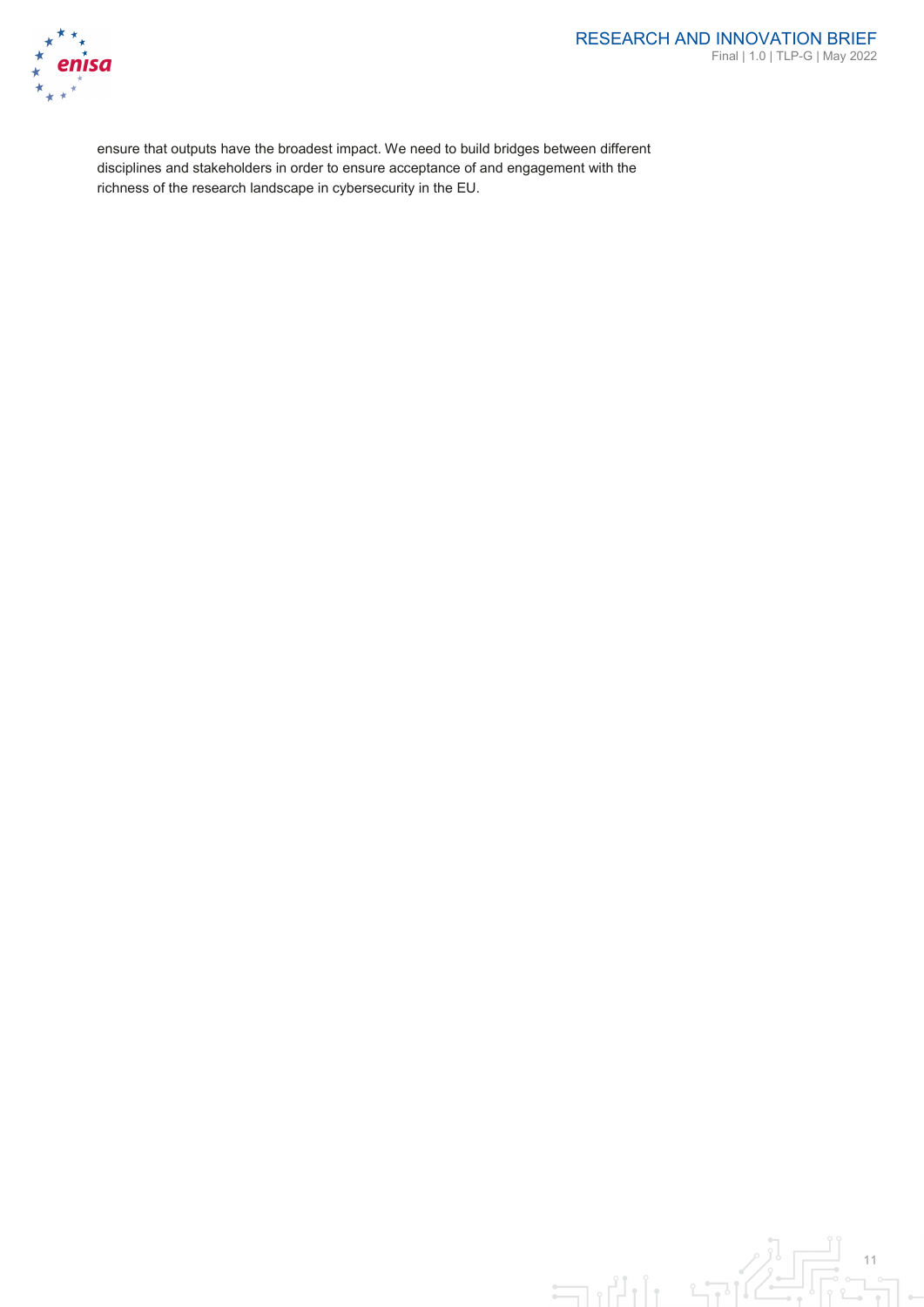ensure that outputs have the broadest impact. We need to build bridges between different disciplines and stakeholders in order to ensure acceptance of and engagement with the richness of the research landscape in cybersecurity in the EU.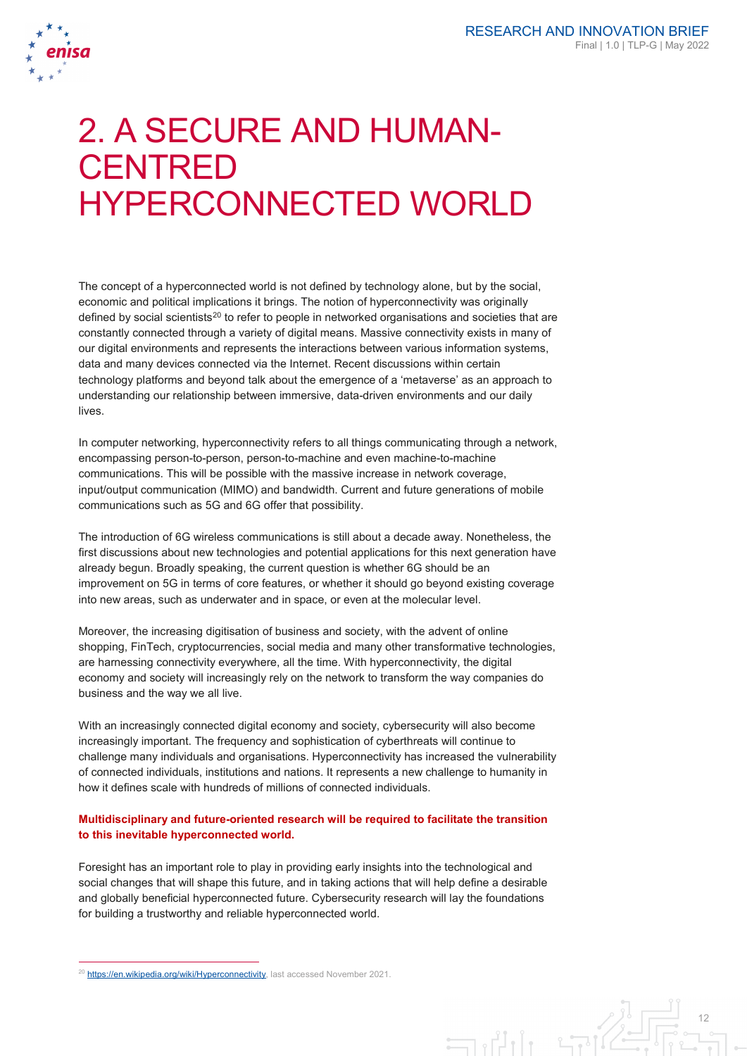# 2. A SECURE AND HUMAN-CENTRED HYPERCONNECTED WORLD

The concept of a hyperconnected world is not defined by technology alone, but by the social, economic and political implications it brings. The notion of hyperconnectivity was originally defined by social scientists[20] to refer to people in networked organisations and societies that are constantly connected through a variety of digital means. Massive connectivity exists in many of our digital environments and represents the interactions between various information systems, data and many devices connected via the Internet. Recent discussions within certain technology platforms and beyond talk about the emergence of a 'metaverse' as an approach to understanding our relationship between immersive, data-driven environments and our daily lives.

In computer networking, hyperconnectivity refers to all things communicating through a network, encompassing person-to-person, person-to-machine and even machine-to-machine communications. This will be possible with the massive increase in network coverage, input/output communication (MIMO) and bandwidth. Current and future generations of mobile communications such as 5G and 6G offer that possibility.

The introduction of 6G wireless communications is still about a decade away. Nonetheless, the first discussions about new technologies and potential applications for this next generation have already begun. Broadly speaking, the current question is whether 6G should be an improvement on 5G in terms of core features, or whether it should go beyond existing coverage into new areas, such as underwater and in space, or even at the molecular level.

Moreover, the increasing digitisation of business and society, with the advent of online shopping, FinTech, cryptocurrencies, social media and many other transformative technologies, are harnessing connectivity everywhere, all the time. With hyperconnectivity, the digital economy and society will increasingly rely on the network to transform the way companies do business and the way we all live.

With an increasingly connected digital economy and society, cybersecurity will also become increasingly important. The frequency and sophistication of cyberthreats will continue to challenge many individuals and organisations. Hyperconnectivity has increased the vulnerability of connected individuals, institutions and nations. It represents a new challenge to humanity in how it defines scale with hundreds of millions of connected individuals.

**Multidisciplinary and future-oriented research will be required to facilitate the transition to this inevitable hyperconnected world.**

Foresight has an important role to play in providing early insights into the technological and social changes that will shape this future, and in taking actions that will help define a desirable and globally beneficial hyperconnected future. Cybersecurity research will lay the foundations for building a trustworthy and reliable hyperconnected world.

---

[20] https://en.wikipedia.org/wiki/Hyperconnectivity, last accessed November 2021.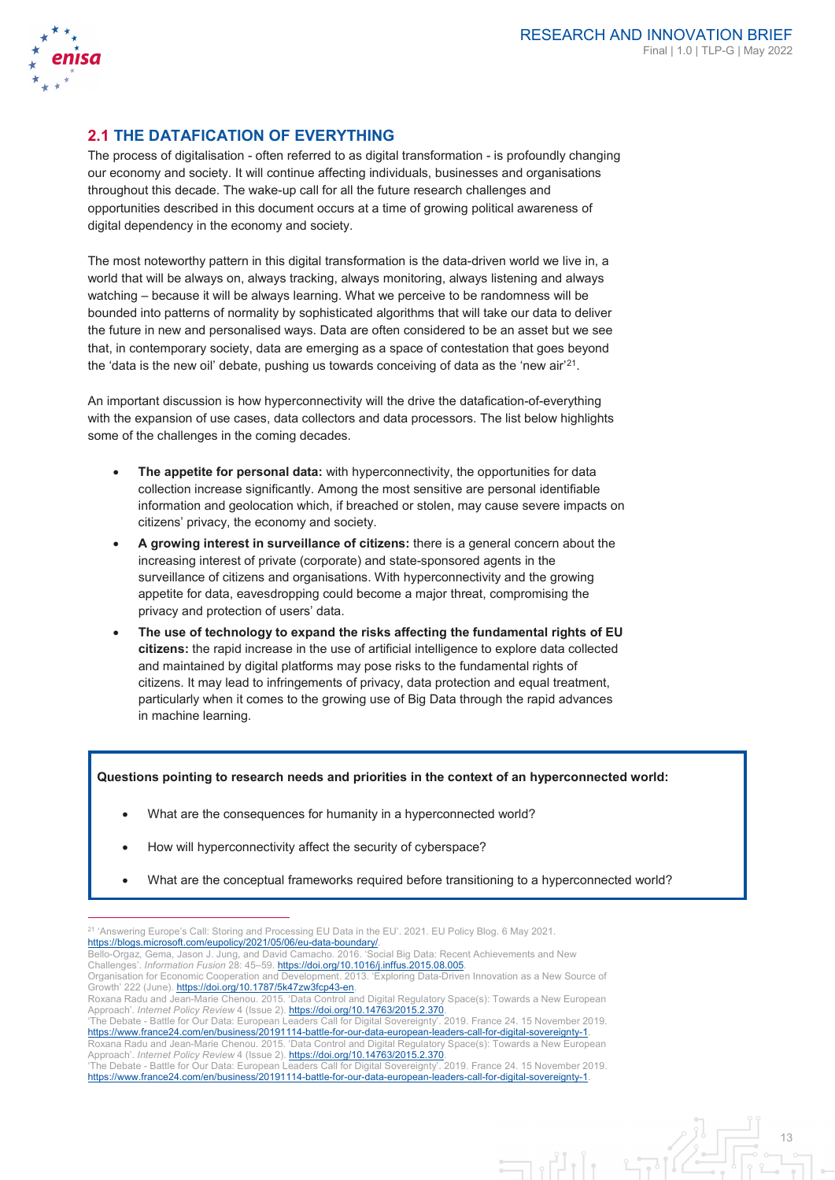## 2.1 THE DATAFICATION OF EVERYTHING

The process of digitalisation - often referred to as digital transformation - is profoundly changing our economy and society. It will continue affecting individuals, businesses and organisations throughout this decade. The wake-up call for all the future research challenges and opportunities described in this document occurs at a time of growing political awareness of digital dependency in the economy and society.

The most noteworthy pattern in this digital transformation is the data-driven world we live in, a world that will be always on, always tracking, always monitoring, always listening and always watching – because it will be always learning. What we perceive to be randomness will be bounded into patterns of normality by sophisticated algorithms that will take our data to deliver the future in new and personalised ways. Data are often considered to be an asset but we see that, in contemporary society, data are emerging as a space of contestation that goes beyond the 'data is the new oil' debate, pushing us towards conceiving of data as the 'new air'[21].

An important discussion is how hyperconnectivity will the drive the datafication-of-everything with the expansion of use cases, data collectors and data processors. The list below highlights some of the challenges in the coming decades.

- **The appetite for personal data:** with hyperconnectivity, the opportunities for data collection increase significantly. Among the most sensitive are personal identifiable information and geolocation which, if breached or stolen, may cause severe impacts on citizens' privacy, the economy and society.
- **A growing interest in surveillance of citizens:** there is a general concern about the increasing interest of private (corporate) and state-sponsored agents in the surveillance of citizens and organisations. With hyperconnectivity and the growing appetite for data, eavesdropping could become a major threat, compromising the privacy and protection of users' data.
- **The use of technology to expand the risks affecting the fundamental rights of EU citizens:** the rapid increase in the use of artificial intelligence to explore data collected and maintained by digital platforms may pose risks to the fundamental rights of citizens. It may lead to infringements of privacy, data protection and equal treatment, particularly when it comes to the growing use of Big Data through the rapid advances in machine learning.

**Questions pointing to research needs and priorities in the context of an hyperconnected world:**

- What are the consequences for humanity in a hyperconnected world?
- How will hyperconnectivity affect the security of cyberspace?
- What are the conceptual frameworks required before transitioning to a hyperconnected world?

---

[21] 'Answering Europe's Call: Storing and Processing EU Data in the EU'. 2021. EU Policy Blog. 6 May 2021. https://blogs.microsoft.com/eupolicy/2021/05/06/eu-data-boundary/.
Bello-Orgaz, Gema, Jason J. Jung, and David Camacho. 2016. 'Social Big Data: Recent Achievements and New Challenges'. *Information Fusion* 28: 45–59. https://doi.org/10.1016/j.inffus.2015.08.005.
Organisation for Economic Cooperation and Development. 2013. 'Exploring Data-Driven Innovation as a New Source of Growth' 222 (June). https://doi.org/10.1787/5k47zw3fcp43-en.
Roxana Radu and Jean-Marie Chenou. 2015. 'Data Control and Digital Regulatory Space(s): Towards a New European Approach'. *Internet Policy Review* 4 (Issue 2). https://doi.org/10.14763/2015.2.370.
'The Debate - Battle for Our Data: European Leaders Call for Digital Sovereignty'. 2019. France 24. 15 November 2019. https://www.france24.com/en/business/20191114-battle-for-our-data-european-leaders-call-for-digital-sovereignty-1.
Roxana Radu and Jean-Marie Chenou. 2015. 'Data Control and Digital Regulatory Space(s): Towards a New European Approach'. *Internet Policy Review* 4 (Issue 2). https://doi.org/10.14763/2015.2.370.
'The Debate - Battle for Our Data: European Leaders Call for Digital Sovereignty'. 2019. France 24. 15 November 2019. https://www.france24.com/en/business/20191114-battle-for-our-data-european-leaders-call-for-digital-sovereignty-1.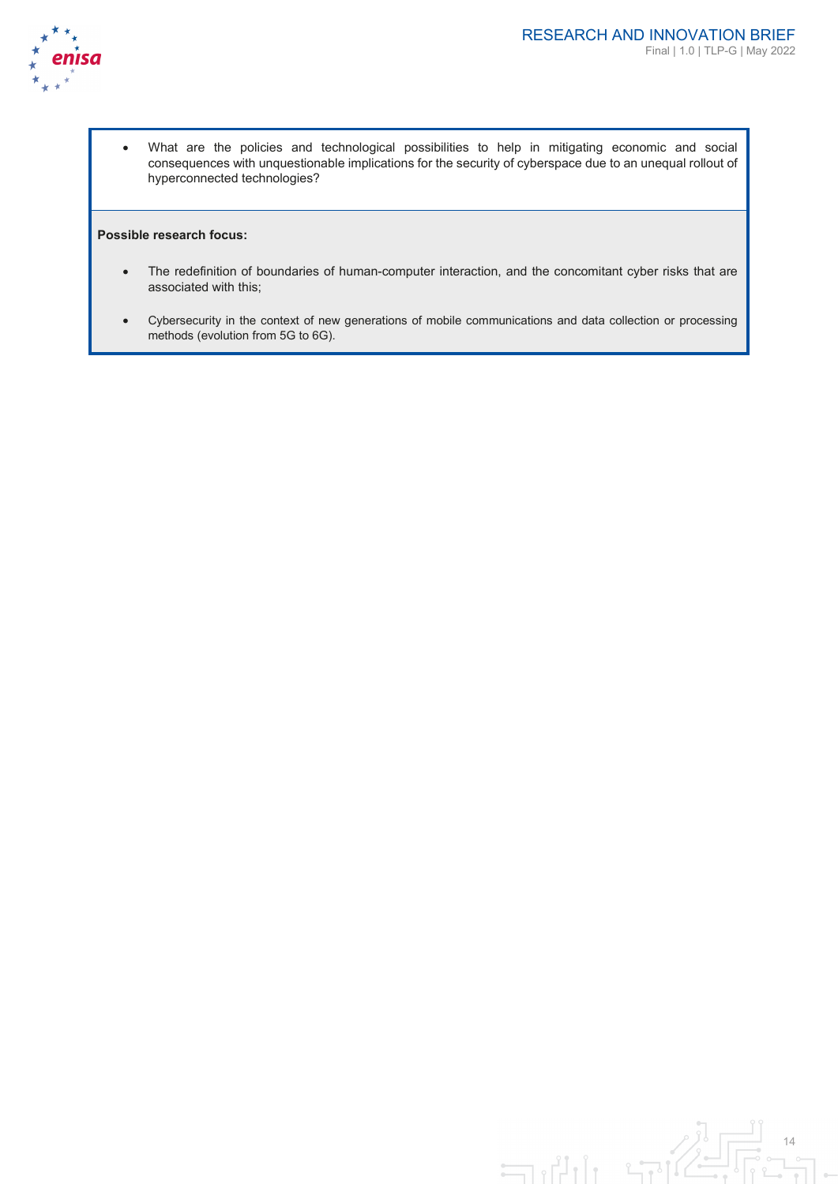- What are the policies and technological possibilities to help in mitigating economic and social consequences with unquestionable implications for the security of cyberspace due to an unequal rollout of hyperconnected technologies?

**Possible research focus:**

- The redefinition of boundaries of human-computer interaction, and the concomitant cyber risks that are associated with this;
- Cybersecurity in the context of new generations of mobile communications and data collection or processing methods (evolution from 5G to 6G).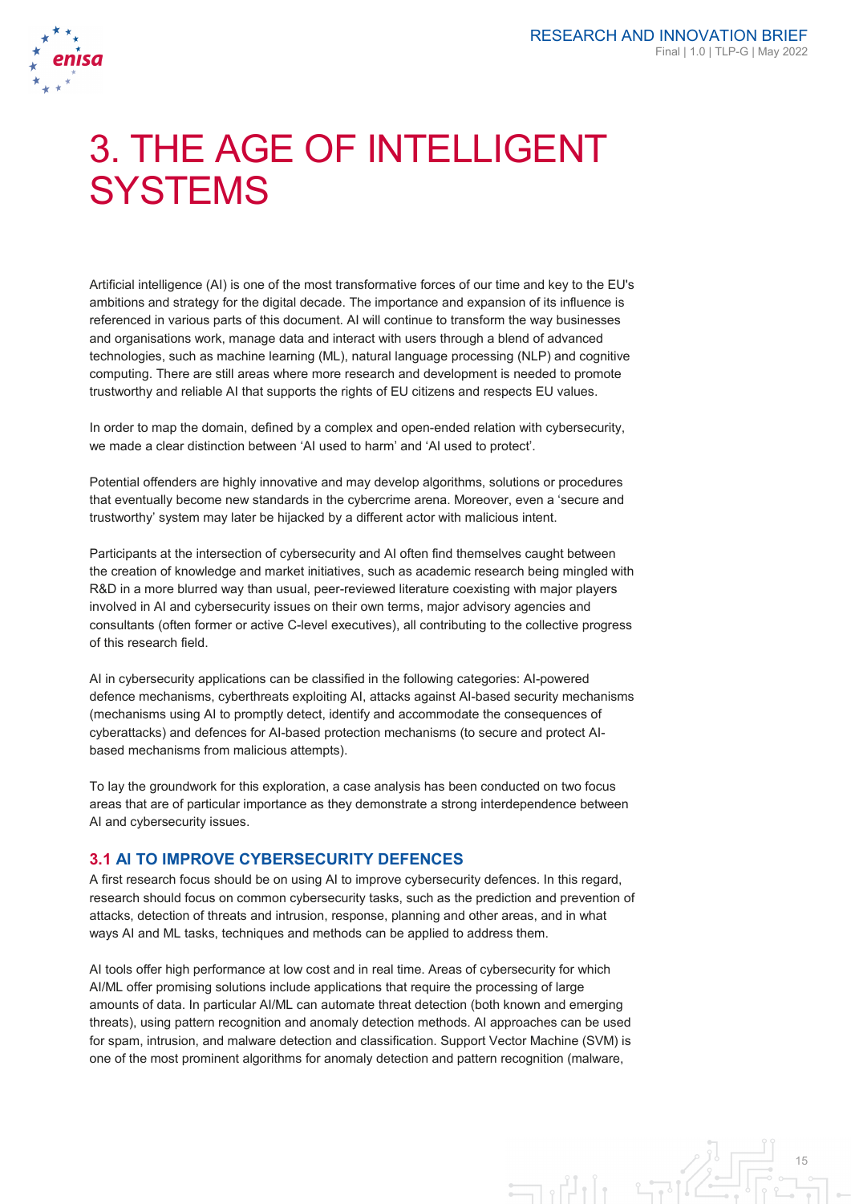# 3. THE AGE OF INTELLIGENT SYSTEMS

Artificial intelligence (AI) is one of the most transformative forces of our time and key to the EU's ambitions and strategy for the digital decade. The importance and expansion of its influence is referenced in various parts of this document. AI will continue to transform the way businesses and organisations work, manage data and interact with users through a blend of advanced technologies, such as machine learning (ML), natural language processing (NLP) and cognitive computing. There are still areas where more research and development is needed to promote trustworthy and reliable AI that supports the rights of EU citizens and respects EU values.

In order to map the domain, defined by a complex and open-ended relation with cybersecurity, we made a clear distinction between 'AI used to harm' and 'AI used to protect'.

Potential offenders are highly innovative and may develop algorithms, solutions or procedures that eventually become new standards in the cybercrime arena. Moreover, even a 'secure and trustworthy' system may later be hijacked by a different actor with malicious intent.

Participants at the intersection of cybersecurity and AI often find themselves caught between the creation of knowledge and market initiatives, such as academic research being mingled with R&D in a more blurred way than usual, peer-reviewed literature coexisting with major players involved in AI and cybersecurity issues on their own terms, major advisory agencies and consultants (often former or active C-level executives), all contributing to the collective progress of this research field.

AI in cybersecurity applications can be classified in the following categories: AI-powered defence mechanisms, cyberthreats exploiting AI, attacks against AI-based security mechanisms (mechanisms using AI to promptly detect, identify and accommodate the consequences of cyberattacks) and defences for AI-based protection mechanisms (to secure and protect AI-based mechanisms from malicious attempts).

To lay the groundwork for this exploration, a case analysis has been conducted on two focus areas that are of particular importance as they demonstrate a strong interdependence between AI and cybersecurity issues.

## 3.1 AI TO IMPROVE CYBERSECURITY DEFENCES

A first research focus should be on using AI to improve cybersecurity defences. In this regard, research should focus on common cybersecurity tasks, such as the prediction and prevention of attacks, detection of threats and intrusion, response, planning and other areas, and in what ways AI and ML tasks, techniques and methods can be applied to address them.

AI tools offer high performance at low cost and in real time. Areas of cybersecurity for which AI/ML offer promising solutions include applications that require the processing of large amounts of data. In particular AI/ML can automate threat detection (both known and emerging threats), using pattern recognition and anomaly detection methods. AI approaches can be used for spam, intrusion, and malware detection and classification. Support Vector Machine (SVM) is one of the most prominent algorithms for anomaly detection and pattern recognition (malware,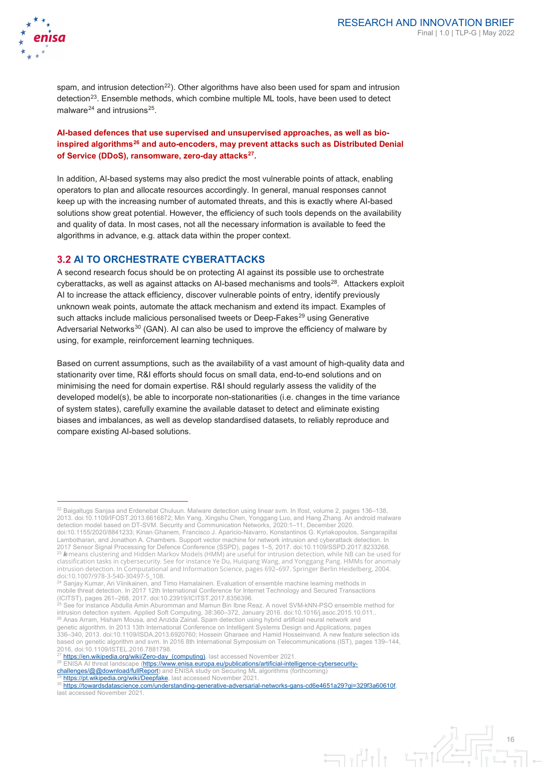spam, and intrusion detection[22]). Other algorithms have also been used for spam and intrusion detection[23]. Ensemble methods, which combine multiple ML tools, have been used to detect malware[24] and intrusions[25].

**AI-based defences that use supervised and unsupervised approaches, as well as bio-inspired algorithms[26] and auto-encoders, may prevent attacks such as Distributed Denial of Service (DDoS), ransomware, zero-day attacks[27].**

In addition, AI-based systems may also predict the most vulnerable points of attack, enabling operators to plan and allocate resources accordingly. In general, manual responses cannot keep up with the increasing number of automated threats, and this is exactly where AI-based solutions show great potential. However, the efficiency of such tools depends on the availability and quality of data. In most cases, not all the necessary information is available to feed the algorithms in advance, e.g. attack data within the proper context.

## 3.2 AI TO ORCHESTRATE CYBERATTACKS

A second research focus should be on protecting AI against its possible use to orchestrate cyberattacks, as well as against attacks on AI-based mechanisms and tools[28]. Attackers exploit AI to increase the attack efficiency, discover vulnerable points of entry, identify previously unknown weak points, automate the attack mechanism and extend its impact. Examples of such attacks include malicious personalised tweets or Deep-Fakes[29] using Generative Adversarial Networks[30] (GAN). AI can also be used to improve the efficiency of malware by using, for example, reinforcement learning techniques.

Based on current assumptions, such as the availability of a vast amount of high-quality data and stationarity over time, R&I efforts should focus on small data, end-to-end solutions and on minimising the need for domain expertise. R&I should regularly assess the validity of the developed model(s), be able to incorporate non-stationarities (i.e. changes in the time variance of system states), carefully examine the available dataset to detect and eliminate existing biases and imbalances, as well as develop standardised datasets, to reliably reproduce and compare existing AI-based solutions.

---

[22] Baigaltugs Sanjaa and Erdenebat Chuluun. Malware detection using linear svm. In Ifost, volume 2, pages 136–138, 2013. doi:10.1109/IFOST.2013.6616872; Min Yang, Xingshu Chen, Yonggang Luo, and Hang Zhang. An android malware detection model based on DT-SVM. Security and Communication Networks, 2020:1–11, December 2020. doi:10.1155/2020/8841233; Kinan Ghanem, Francisco J. Aparicio-Navarro, Konstantinos G. Kyriakopoulos, Sangarapillai Lambotharan, and Jonathon A. Chambers. Support vector machine for network intrusion and cyberattack detection. In 2017 Sensor Signal Processing for Defence Conference (SSPD), pages 1–5, 2017. doi:10.1109/SSPD.2017.8233268.

[23] *k*-means clustering and Hidden Markov Models (HMM) are useful for intrusion detection, while NB can be used for classification tasks in cybersecurity. See for instance Ye Du, Huiqiang Wang, and Yonggang Pang. HMMs for anomaly intrusion detection. In Computational and Information Science, pages 692–697. Springer Berlin Heidelberg, 2004. doi:10.1007/978-3-540-30497-5_108.

[24] Sanjay Kumar, Ari Viinikainen, and Timo Hamalainen. Evaluation of ensemble machine learning methods in mobile threat detection. In 2017 12th International Conference for Internet Technology and Secured Transactions (ICITST), pages 261–268, 2017. doi:10.23919/ICITST.2017.8356396.

[25] See for instance Abdulla Amin Aburomman and Mamun Bin Ibne Reaz. A novel SVM-kNN-PSO ensemble method for intrusion detection system. Applied Soft Computing, 38:360–372, January 2016. doi:10.1016/j.asoc.2015.10.011..

[26] Anas Arram, Hisham Mousa, and Anzida Zainal. Spam detection using hybrid artificial neural network and genetic algorithm. In 2013 13th International Conference on Intelligent Systems Design and Applications, pages 336–340, 2013. doi:10.1109/ISDA.2013.6920760; Hossein Gharaee and Hamid Hosseinvand. A new feature selection ids based on genetic algorithm and svm. In 2016 8th International Symposium on Telecommunications (IST), pages 139–144, 2016, doi:10.1109/ISTEL.2016.7881798.

[27] https://en.wikipedia.org/wiki/Zero-day_(computing), last accessed November 2021.

[28] ENISA AI threat landscape (https://www.enisa.europa.eu/publications/artificial-intelligence-cybersecurity-challenges/@@download/fullReport) and ENISA study on Securing ML algorithms (forthcoming)

[29] https://pt.wikipedia.org/wiki/Deepfake, last accessed November 2021.

[30] https://towardsdatascience.com/understanding-generative-adversarial-networks-gans-cd6e4651a29?gi=329f3a60610f, last accessed November 2021.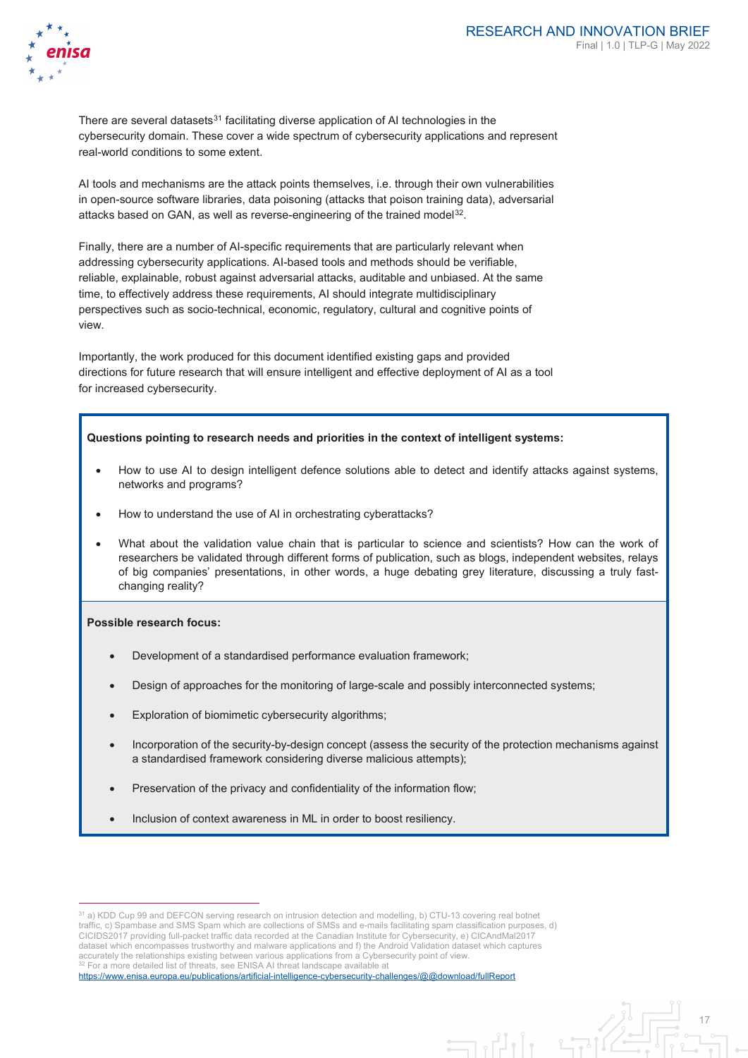There are several datasets[31] facilitating diverse application of AI technologies in the cybersecurity domain. These cover a wide spectrum of cybersecurity applications and represent real-world conditions to some extent.

AI tools and mechanisms are the attack points themselves, i.e. through their own vulnerabilities in open-source software libraries, data poisoning (attacks that poison training data), adversarial attacks based on GAN, as well as reverse-engineering of the trained model[32].

Finally, there are a number of AI-specific requirements that are particularly relevant when addressing cybersecurity applications. AI-based tools and methods should be verifiable, reliable, explainable, robust against adversarial attacks, auditable and unbiased. At the same time, to effectively address these requirements, AI should integrate multidisciplinary perspectives such as socio-technical, economic, regulatory, cultural and cognitive points of view.

Importantly, the work produced for this document identified existing gaps and provided directions for future research that will ensure intelligent and effective deployment of AI as a tool for increased cybersecurity.

**Questions pointing to research needs and priorities in the context of intelligent systems:**

- How to use AI to design intelligent defence solutions able to detect and identify attacks against systems, networks and programs?
- How to understand the use of AI in orchestrating cyberattacks?
- What about the validation value chain that is particular to science and scientists? How can the work of researchers be validated through different forms of publication, such as blogs, independent websites, relays of big companies' presentations, in other words, a huge debating grey literature, discussing a truly fast-changing reality?

**Possible research focus:**

- Development of a standardised performance evaluation framework;
- Design of approaches for the monitoring of large-scale and possibly interconnected systems;
- Exploration of biomimetic cybersecurity algorithms;
- Incorporation of the security-by-design concept (assess the security of the protection mechanisms against a standardised framework considering diverse malicious attempts);
- Preservation of the privacy and confidentiality of the information flow;
- Inclusion of context awareness in ML in order to boost resiliency.

[31] a) KDD Cup 99 and DEFCON serving research on intrusion detection and modelling, b) CTU-13 covering real botnet traffic, c) Spambase and SMS Spam which are collections of SMSs and e-mails facilitating spam classification purposes, d) CICIDS2017 providing full-packet traffic data recorded at the Canadian Institute for Cybersecurity, e) CICAndMal2017 dataset which encompasses trustworthy and malware applications and f) the Android Validation dataset which captures accurately the relationships existing between various applications from a Cybersecurity point of view.

[32] For a more detailed list of threats, see ENISA AI threat landscape available at https://www.enisa.europa.eu/publications/artificial-intelligence-cybersecurity-challenges/@@download/fullReport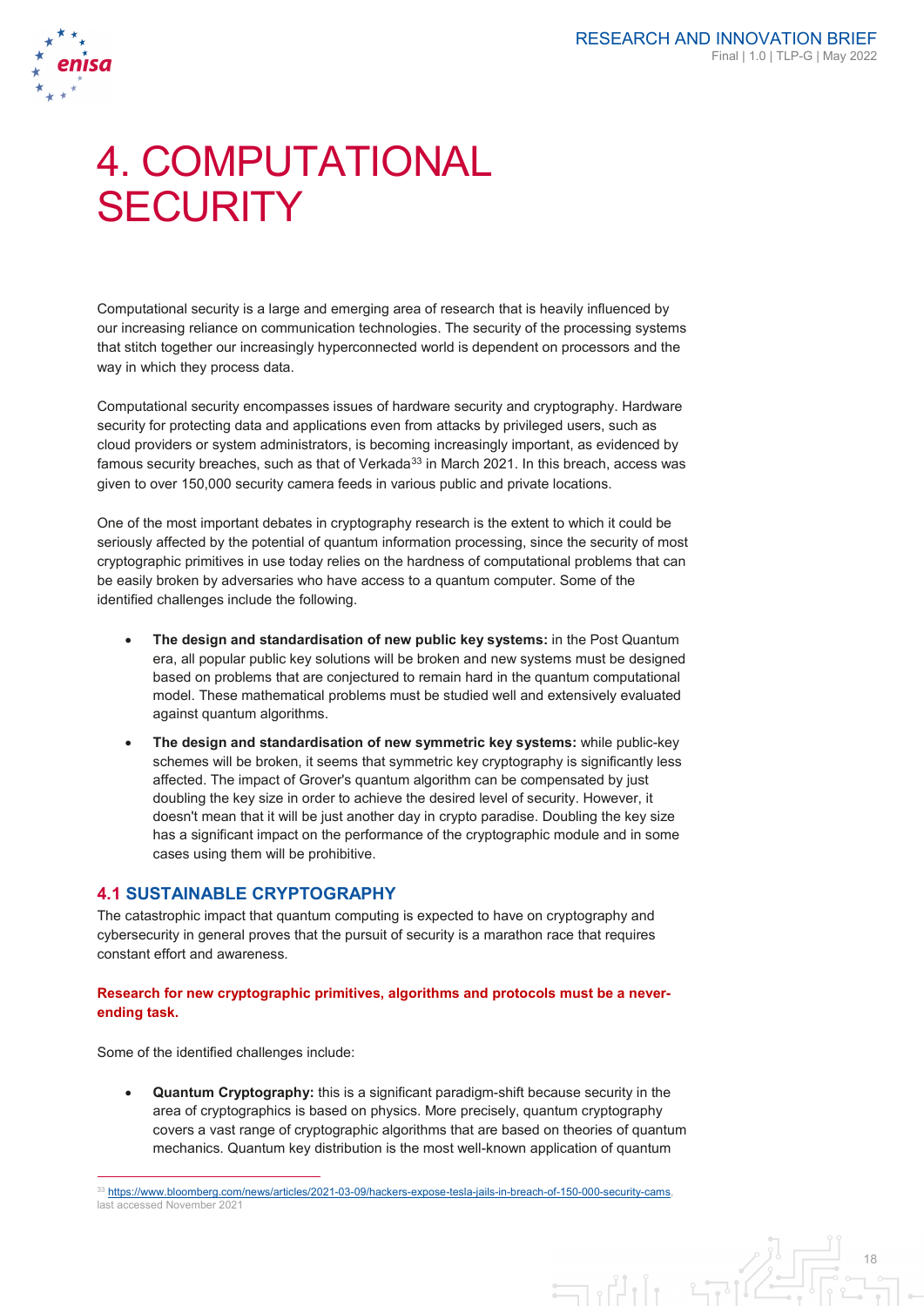# 4. COMPUTATIONAL SECURITY

Computational security is a large and emerging area of research that is heavily influenced by our increasing reliance on communication technologies. The security of the processing systems that stitch together our increasingly hyperconnected world is dependent on processors and the way in which they process data.

Computational security encompasses issues of hardware security and cryptography. Hardware security for protecting data and applications even from attacks by privileged users, such as cloud providers or system administrators, is becoming increasingly important, as evidenced by famous security breaches, such as that of Verkada[33] in March 2021. In this breach, access was given to over 150,000 security camera feeds in various public and private locations.

One of the most important debates in cryptography research is the extent to which it could be seriously affected by the potential of quantum information processing, since the security of most cryptographic primitives in use today relies on the hardness of computational problems that can be easily broken by adversaries who have access to a quantum computer. Some of the identified challenges include the following.

- **The design and standardisation of new public key systems:** in the Post Quantum era, all popular public key solutions will be broken and new systems must be designed based on problems that are conjectured to remain hard in the quantum computational model. These mathematical problems must be studied well and extensively evaluated against quantum algorithms.
- **The design and standardisation of new symmetric key systems:** while public-key schemes will be broken, it seems that symmetric key cryptography is significantly less affected. The impact of Grover's quantum algorithm can be compensated by just doubling the key size in order to achieve the desired level of security. However, it doesn't mean that it will be just another day in crypto paradise. Doubling the key size has a significant impact on the performance of the cryptographic module and in some cases using them will be prohibitive.

## 4.1 SUSTAINABLE CRYPTOGRAPHY

The catastrophic impact that quantum computing is expected to have on cryptography and cybersecurity in general proves that the pursuit of security is a marathon race that requires constant effort and awareness.

**Research for new cryptographic primitives, algorithms and protocols must be a never-ending task.**

Some of the identified challenges include:

- **Quantum Cryptography:** this is a significant paradigm-shift because security in the area of cryptographics is based on physics. More precisely, quantum cryptography covers a vast range of cryptographic algorithms that are based on theories of quantum mechanics. Quantum key distribution is the most well-known application of quantum

[33] https://www.bloomberg.com/news/articles/2021-03-09/hackers-expose-tesla-jails-in-breach-of-150-000-security-cams, last accessed November 2021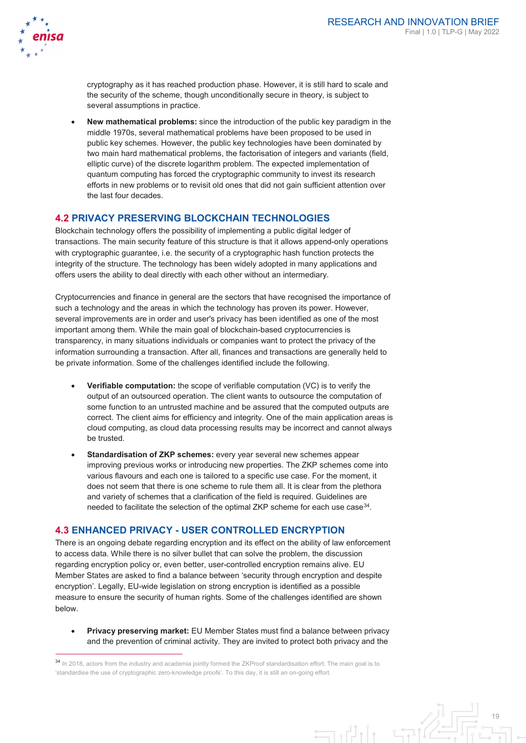cryptography as it has reached production phase. However, it is still hard to scale and the security of the scheme, though unconditionally secure in theory, is subject to several assumptions in practice.

- **New mathematical problems:** since the introduction of the public key paradigm in the middle 1970s, several mathematical problems have been proposed to be used in public key schemes. However, the public key technologies have been dominated by two main hard mathematical problems, the factorisation of integers and variants (field, elliptic curve) of the discrete logarithm problem. The expected implementation of quantum computing has forced the cryptographic community to invest its research efforts in new problems or to revisit old ones that did not gain sufficient attention over the last four decades.

## 4.2 PRIVACY PRESERVING BLOCKCHAIN TECHNOLOGIES

Blockchain technology offers the possibility of implementing a public digital ledger of transactions. The main security feature of this structure is that it allows append-only operations with cryptographic guarantee, i.e. the security of a cryptographic hash function protects the integrity of the structure. The technology has been widely adopted in many applications and offers users the ability to deal directly with each other without an intermediary.

Cryptocurrencies and finance in general are the sectors that have recognised the importance of such a technology and the areas in which the technology has proven its power. However, several improvements are in order and user's privacy has been identified as one of the most important among them. While the main goal of blockchain-based cryptocurrencies is transparency, in many situations individuals or companies want to protect the privacy of the information surrounding a transaction. After all, finances and transactions are generally held to be private information. Some of the challenges identified include the following.

- **Verifiable computation:** the scope of verifiable computation (VC) is to verify the output of an outsourced operation. The client wants to outsource the computation of some function to an untrusted machine and be assured that the computed outputs are correct. The client aims for efficiency and integrity. One of the main application areas is cloud computing, as cloud data processing results may be incorrect and cannot always be trusted.
- **Standardisation of ZKP schemes:** every year several new schemes appear improving previous works or introducing new properties. The ZKP schemes come into various flavours and each one is tailored to a specific use case. For the moment, it does not seem that there is one scheme to rule them all. It is clear from the plethora and variety of schemes that a clarification of the field is required. Guidelines are needed to facilitate the selection of the optimal ZKP scheme for each use case[34].

## 4.3 ENHANCED PRIVACY - USER CONTROLLED ENCRYPTION

There is an ongoing debate regarding encryption and its effect on the ability of law enforcement to access data. While there is no silver bullet that can solve the problem, the discussion regarding encryption policy or, even better, user-controlled encryption remains alive. EU Member States are asked to find a balance between 'security through encryption and despite encryption'. Legally, EU-wide legislation on strong encryption is identified as a possible measure to ensure the security of human rights. Some of the challenges identified are shown below.

- **Privacy preserving market:** EU Member States must find a balance between privacy and the prevention of criminal activity. They are invited to protect both privacy and the

[34] In 2018, actors from the industry and academia jointly formed the ZKProof standardisation effort. The main goal is to 'standardise the use of cryptographic zero-knowledge proofs'. To this day, it is still an on-going effort.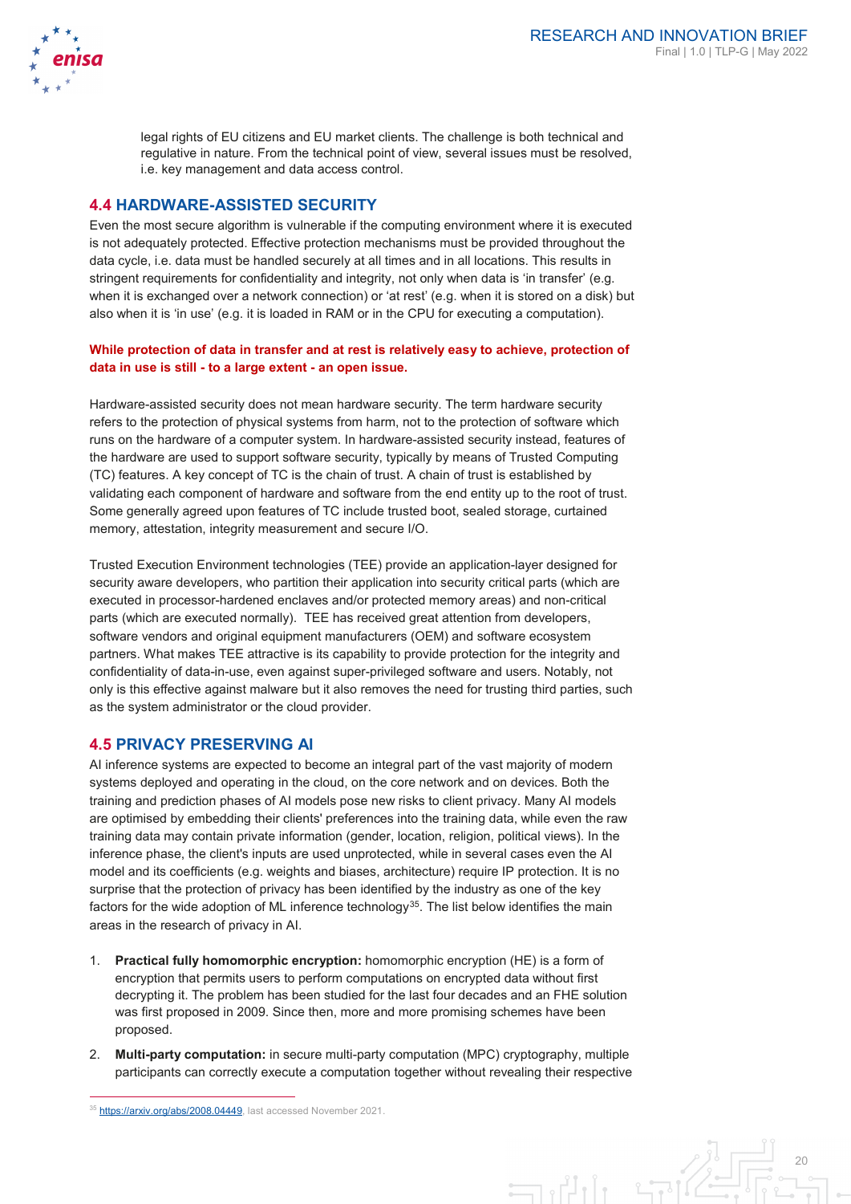legal rights of EU citizens and EU market clients. The challenge is both technical and regulative in nature. From the technical point of view, several issues must be resolved, i.e. key management and data access control.

## 4.4 HARDWARE-ASSISTED SECURITY

Even the most secure algorithm is vulnerable if the computing environment where it is executed is not adequately protected. Effective protection mechanisms must be provided throughout the data cycle, i.e. data must be handled securely at all times and in all locations. This results in stringent requirements for confidentiality and integrity, not only when data is 'in transfer' (e.g. when it is exchanged over a network connection) or 'at rest' (e.g. when it is stored on a disk) but also when it is 'in use' (e.g. it is loaded in RAM or in the CPU for executing a computation).

**While protection of data in transfer and at rest is relatively easy to achieve, protection of data in use is still - to a large extent - an open issue.**

Hardware-assisted security does not mean hardware security. The term hardware security refers to the protection of physical systems from harm, not to the protection of software which runs on the hardware of a computer system. In hardware-assisted security instead, features of the hardware are used to support software security, typically by means of Trusted Computing (TC) features. A key concept of TC is the chain of trust. A chain of trust is established by validating each component of hardware and software from the end entity up to the root of trust. Some generally agreed upon features of TC include trusted boot, sealed storage, curtained memory, attestation, integrity measurement and secure I/O.

Trusted Execution Environment technologies (TEE) provide an application-layer designed for security aware developers, who partition their application into security critical parts (which are executed in processor-hardened enclaves and/or protected memory areas) and non-critical parts (which are executed normally). TEE has received great attention from developers, software vendors and original equipment manufacturers (OEM) and software ecosystem partners. What makes TEE attractive is its capability to provide protection for the integrity and confidentiality of data-in-use, even against super-privileged software and users. Notably, not only is this effective against malware but it also removes the need for trusting third parties, such as the system administrator or the cloud provider.

## 4.5 PRIVACY PRESERVING AI

AI inference systems are expected to become an integral part of the vast majority of modern systems deployed and operating in the cloud, on the core network and on devices. Both the training and prediction phases of AI models pose new risks to client privacy. Many AI models are optimised by embedding their clients' preferences into the training data, while even the raw training data may contain private information (gender, location, religion, political views). In the inference phase, the client's inputs are used unprotected, while in several cases even the AI model and its coefficients (e.g. weights and biases, architecture) require IP protection. It is no surprise that the protection of privacy has been identified by the industry as one of the key factors for the wide adoption of ML inference technology[35]. The list below identifies the main areas in the research of privacy in AI.

1. **Practical fully homomorphic encryption:** homomorphic encryption (HE) is a form of encryption that permits users to perform computations on encrypted data without first decrypting it. The problem has been studied for the last four decades and an FHE solution was first proposed in 2009. Since then, more and more promising schemes have been proposed.
2. **Multi-party computation:** in secure multi-party computation (MPC) cryptography, multiple participants can correctly execute a computation together without revealing their respective

[35] https://arxiv.org/abs/2008.04449, last accessed November 2021.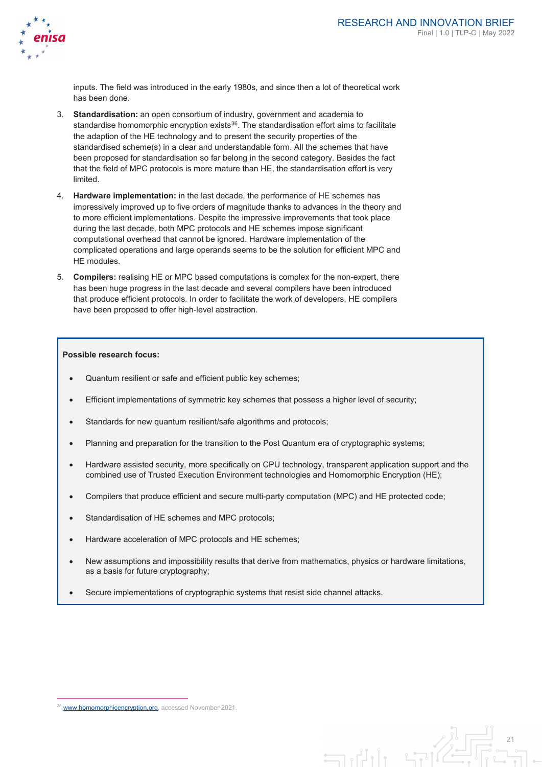inputs. The field was introduced in the early 1980s, and since then a lot of theoretical work has been done.

3. **Standardisation:** an open consortium of industry, government and academia to standardise homomorphic encryption exists[36]. The standardisation effort aims to facilitate the adaption of the HE technology and to present the security properties of the standardised scheme(s) in a clear and understandable form. All the schemes that have been proposed for standardisation so far belong in the second category. Besides the fact that the field of MPC protocols is more mature than HE, the standardisation effort is very limited.
4. **Hardware implementation:** in the last decade, the performance of HE schemes has impressively improved up to five orders of magnitude thanks to advances in the theory and to more efficient implementations. Despite the impressive improvements that took place during the last decade, both MPC protocols and HE schemes impose significant computational overhead that cannot be ignored. Hardware implementation of the complicated operations and large operands seems to be the solution for efficient MPC and HE modules.
5. **Compilers:** realising HE or MPC based computations is complex for the non-expert, there has been huge progress in the last decade and several compilers have been introduced that produce efficient protocols. In order to facilitate the work of developers, HE compilers have been proposed to offer high-level abstraction.

**Possible research focus:**

- Quantum resilient or safe and efficient public key schemes;
- Efficient implementations of symmetric key schemes that possess a higher level of security;
- Standards for new quantum resilient/safe algorithms and protocols;
- Planning and preparation for the transition to the Post Quantum era of cryptographic systems;
- Hardware assisted security, more specifically on CPU technology, transparent application support and the combined use of Trusted Execution Environment technologies and Homomorphic Encryption (HE);
- Compilers that produce efficient and secure multi-party computation (MPC) and HE protected code;
- Standardisation of HE schemes and MPC protocols;
- Hardware acceleration of MPC protocols and HE schemes;
- New assumptions and impossibility results that derive from mathematics, physics or hardware limitations, as a basis for future cryptography;
- Secure implementations of cryptographic systems that resist side channel attacks.

[36] www.homomorphicencryption.org, accessed November 2021.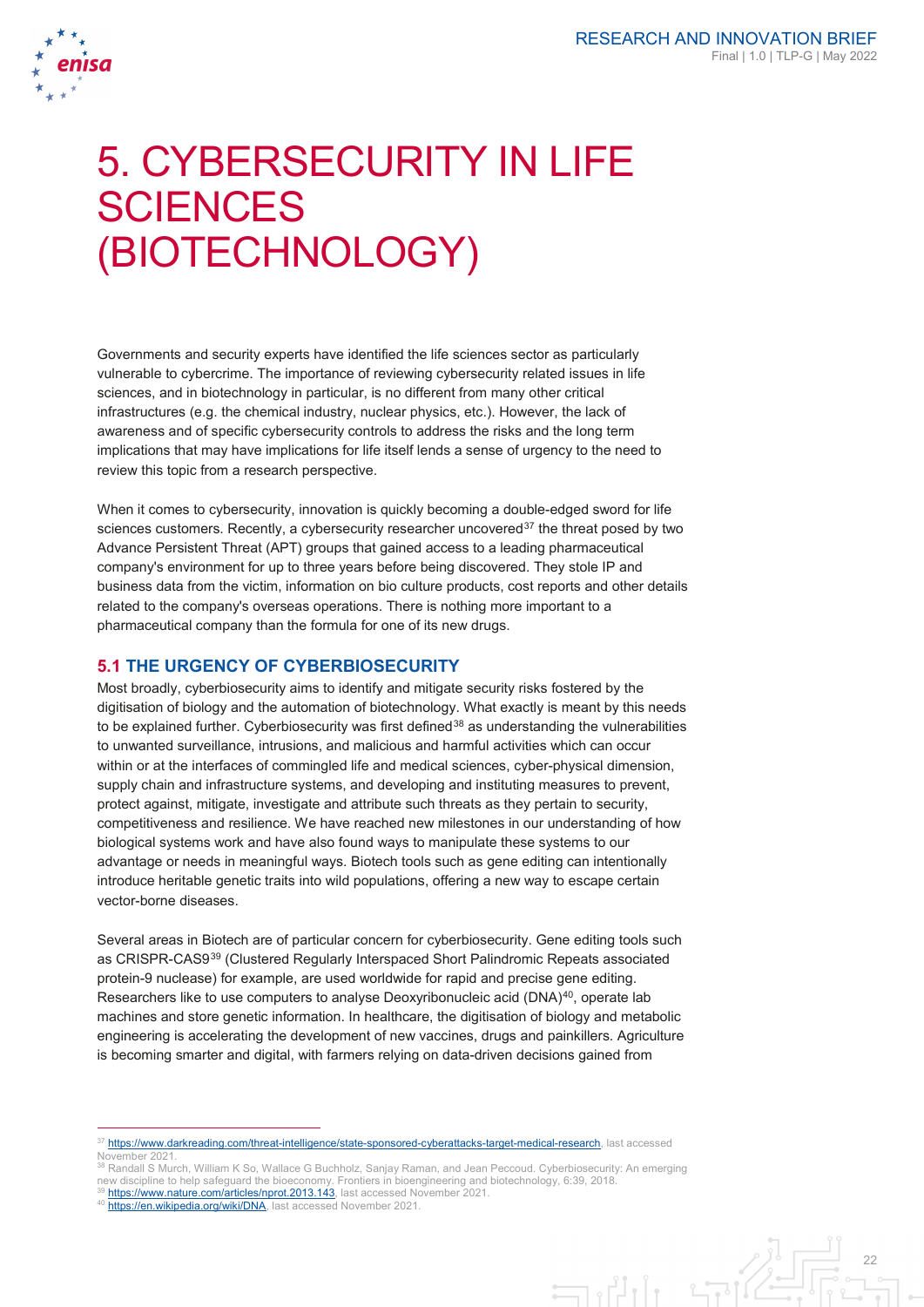# 5. CYBERSECURITY IN LIFE SCIENCES (BIOTECHNOLOGY)

Governments and security experts have identified the life sciences sector as particularly vulnerable to cybercrime. The importance of reviewing cybersecurity related issues in life sciences, and in biotechnology in particular, is no different from many other critical infrastructures (e.g. the chemical industry, nuclear physics, etc.). However, the lack of awareness and of specific cybersecurity controls to address the risks and the long term implications that may have implications for life itself lends a sense of urgency to the need to review this topic from a research perspective.

When it comes to cybersecurity, innovation is quickly becoming a double-edged sword for life sciences customers. Recently, a cybersecurity researcher uncovered[37] the threat posed by two Advance Persistent Threat (APT) groups that gained access to a leading pharmaceutical company's environment for up to three years before being discovered. They stole IP and business data from the victim, information on bio culture products, cost reports and other details related to the company's overseas operations. There is nothing more important to a pharmaceutical company than the formula for one of its new drugs.

## 5.1 THE URGENCY OF CYBERBIOSECURITY

Most broadly, cyberbiosecurity aims to identify and mitigate security risks fostered by the digitisation of biology and the automation of biotechnology. What exactly is meant by this needs to be explained further. Cyberbiosecurity was first defined[38] as understanding the vulnerabilities to unwanted surveillance, intrusions, and malicious and harmful activities which can occur within or at the interfaces of commingled life and medical sciences, cyber-physical dimension, supply chain and infrastructure systems, and developing and instituting measures to prevent, protect against, mitigate, investigate and attribute such threats as they pertain to security, competitiveness and resilience. We have reached new milestones in our understanding of how biological systems work and have also found ways to manipulate these systems to our advantage or needs in meaningful ways. Biotech tools such as gene editing can intentionally introduce heritable genetic traits into wild populations, offering a new way to escape certain vector-borne diseases.

Several areas in Biotech are of particular concern for cyberbiosecurity. Gene editing tools such as CRISPR-CAS9[39] (Clustered Regularly Interspaced Short Palindromic Repeats associated protein-9 nuclease) for example, are used worldwide for rapid and precise gene editing. Researchers like to use computers to analyse Deoxyribonucleic acid (DNA)[40], operate lab machines and store genetic information. In healthcare, the digitisation of biology and metabolic engineering is accelerating the development of new vaccines, drugs and painkillers. Agriculture is becoming smarter and digital, with farmers relying on data-driven decisions gained from

---

[37] https://www.darkreading.com/threat-intelligence/state-sponsored-cyberattacks-target-medical-research, last accessed November 2021.

[38] Randall S Murch, William K So, Wallace G Buchholz, Sanjay Raman, and Jean Peccoud. Cyberbiosecurity: An emerging new discipline to help safeguard the bioeconomy. Frontiers in bioengineering and biotechnology, 6:39, 2018.

[39] https://www.nature.com/articles/nprot.2013.143, last accessed November 2021.

[40] https://en.wikipedia.org/wiki/DNA, last accessed November 2021.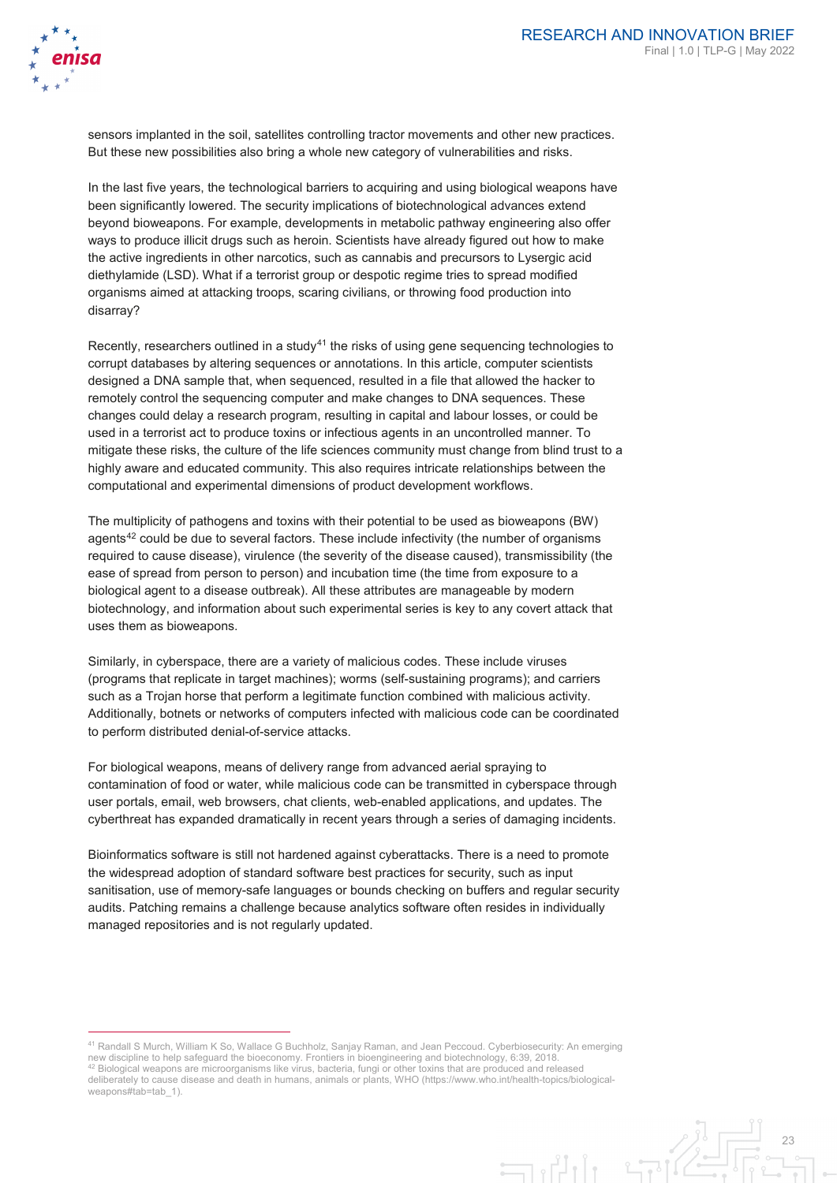sensors implanted in the soil, satellites controlling tractor movements and other new practices. But these new possibilities also bring a whole new category of vulnerabilities and risks.

In the last five years, the technological barriers to acquiring and using biological weapons have been significantly lowered. The security implications of biotechnological advances extend beyond bioweapons. For example, developments in metabolic pathway engineering also offer ways to produce illicit drugs such as heroin. Scientists have already figured out how to make the active ingredients in other narcotics, such as cannabis and precursors to Lysergic acid diethylamide (LSD). What if a terrorist group or despotic regime tries to spread modified organisms aimed at attacking troops, scaring civilians, or throwing food production into disarray?

Recently, researchers outlined in a study[41] the risks of using gene sequencing technologies to corrupt databases by altering sequences or annotations. In this article, computer scientists designed a DNA sample that, when sequenced, resulted in a file that allowed the hacker to remotely control the sequencing computer and make changes to DNA sequences. These changes could delay a research program, resulting in capital and labour losses, or could be used in a terrorist act to produce toxins or infectious agents in an uncontrolled manner. To mitigate these risks, the culture of the life sciences community must change from blind trust to a highly aware and educated community. This also requires intricate relationships between the computational and experimental dimensions of product development workflows.

The multiplicity of pathogens and toxins with their potential to be used as bioweapons (BW) agents[42] could be due to several factors. These include infectivity (the number of organisms required to cause disease), virulence (the severity of the disease caused), transmissibility (the ease of spread from person to person) and incubation time (the time from exposure to a biological agent to a disease outbreak). All these attributes are manageable by modern biotechnology, and information about such experimental series is key to any covert attack that uses them as bioweapons.

Similarly, in cyberspace, there are a variety of malicious codes. These include viruses (programs that replicate in target machines); worms (self-sustaining programs); and carriers such as a Trojan horse that perform a legitimate function combined with malicious activity. Additionally, botnets or networks of computers infected with malicious code can be coordinated to perform distributed denial-of-service attacks.

For biological weapons, means of delivery range from advanced aerial spraying to contamination of food or water, while malicious code can be transmitted in cyberspace through user portals, email, web browsers, chat clients, web-enabled applications, and updates. The cyberthreat has expanded dramatically in recent years through a series of damaging incidents.

Bioinformatics software is still not hardened against cyberattacks. There is a need to promote the widespread adoption of standard software best practices for security, such as input sanitisation, use of memory-safe languages or bounds checking on buffers and regular security audits. Patching remains a challenge because analytics software often resides in individually managed repositories and is not regularly updated.

---

[41] Randall S Murch, William K So, Wallace G Buchholz, Sanjay Raman, and Jean Peccoud. Cyberbiosecurity: An emerging new discipline to help safeguard the bioeconomy. Frontiers in bioengineering and biotechnology, 6:39, 2018.

[42] Biological weapons are microorganisms like virus, bacteria, fungi or other toxins that are produced and released deliberately to cause disease and death in humans, animals or plants, WHO (https://www.who.int/health-topics/biological-weapons#tab=tab_1).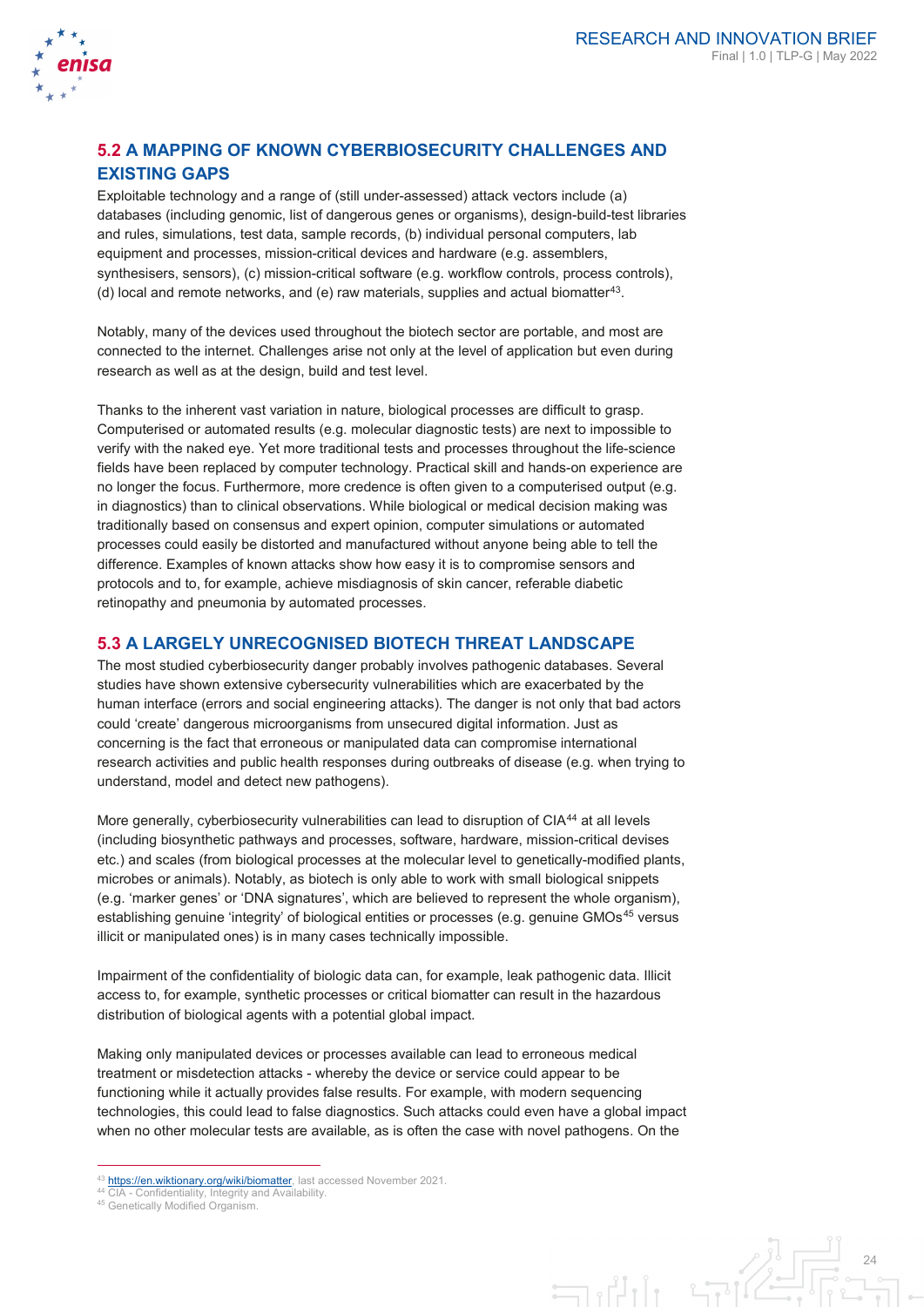## 5.2 A MAPPING OF KNOWN CYBERBIOSECURITY CHALLENGES AND EXISTING GAPS

Exploitable technology and a range of (still under-assessed) attack vectors include (a) databases (including genomic, list of dangerous genes or organisms), design-build-test libraries and rules, simulations, test data, sample records, (b) individual personal computers, lab equipment and processes, mission-critical devices and hardware (e.g. assemblers, synthesisers, sensors), (c) mission-critical software (e.g. workflow controls, process controls), (d) local and remote networks, and (e) raw materials, supplies and actual biomatter[43].

Notably, many of the devices used throughout the biotech sector are portable, and most are connected to the internet. Challenges arise not only at the level of application but even during research as well as at the design, build and test level.

Thanks to the inherent vast variation in nature, biological processes are difficult to grasp. Computerised or automated results (e.g. molecular diagnostic tests) are next to impossible to verify with the naked eye. Yet more traditional tests and processes throughout the life-science fields have been replaced by computer technology. Practical skill and hands-on experience are no longer the focus. Furthermore, more credence is often given to a computerised output (e.g. in diagnostics) than to clinical observations. While biological or medical decision making was traditionally based on consensus and expert opinion, computer simulations or automated processes could easily be distorted and manufactured without anyone being able to tell the difference. Examples of known attacks show how easy it is to compromise sensors and protocols and to, for example, achieve misdiagnosis of skin cancer, referable diabetic retinopathy and pneumonia by automated processes.

## 5.3 A LARGELY UNRECOGNISED BIOTECH THREAT LANDSCAPE

The most studied cyberbiosecurity danger probably involves pathogenic databases. Several studies have shown extensive cybersecurity vulnerabilities which are exacerbated by the human interface (errors and social engineering attacks). The danger is not only that bad actors could 'create' dangerous microorganisms from unsecured digital information. Just as concerning is the fact that erroneous or manipulated data can compromise international research activities and public health responses during outbreaks of disease (e.g. when trying to understand, model and detect new pathogens).

More generally, cyberbiosecurity vulnerabilities can lead to disruption of CIA[44] at all levels (including biosynthetic pathways and processes, software, hardware, mission-critical devises etc.) and scales (from biological processes at the molecular level to genetically-modified plants, microbes or animals). Notably, as biotech is only able to work with small biological snippets (e.g. 'marker genes' or 'DNA signatures', which are believed to represent the whole organism), establishing genuine 'integrity' of biological entities or processes (e.g. genuine GMOs[45] versus illicit or manipulated ones) is in many cases technically impossible.

Impairment of the confidentiality of biologic data can, for example, leak pathogenic data. Illicit access to, for example, synthetic processes or critical biomatter can result in the hazardous distribution of biological agents with a potential global impact.

Making only manipulated devices or processes available can lead to erroneous medical treatment or misdetection attacks - whereby the device or service could appear to be functioning while it actually provides false results. For example, with modern sequencing technologies, this could lead to false diagnostics. Such attacks could even have a global impact when no other molecular tests are available, as is often the case with novel pathogens. On the

---

[43] https://en.wiktionary.org/wiki/biomatter, last accessed November 2021.

[44] CIA - Confidentiality, Integrity and Availability.

[45] Genetically Modified Organism.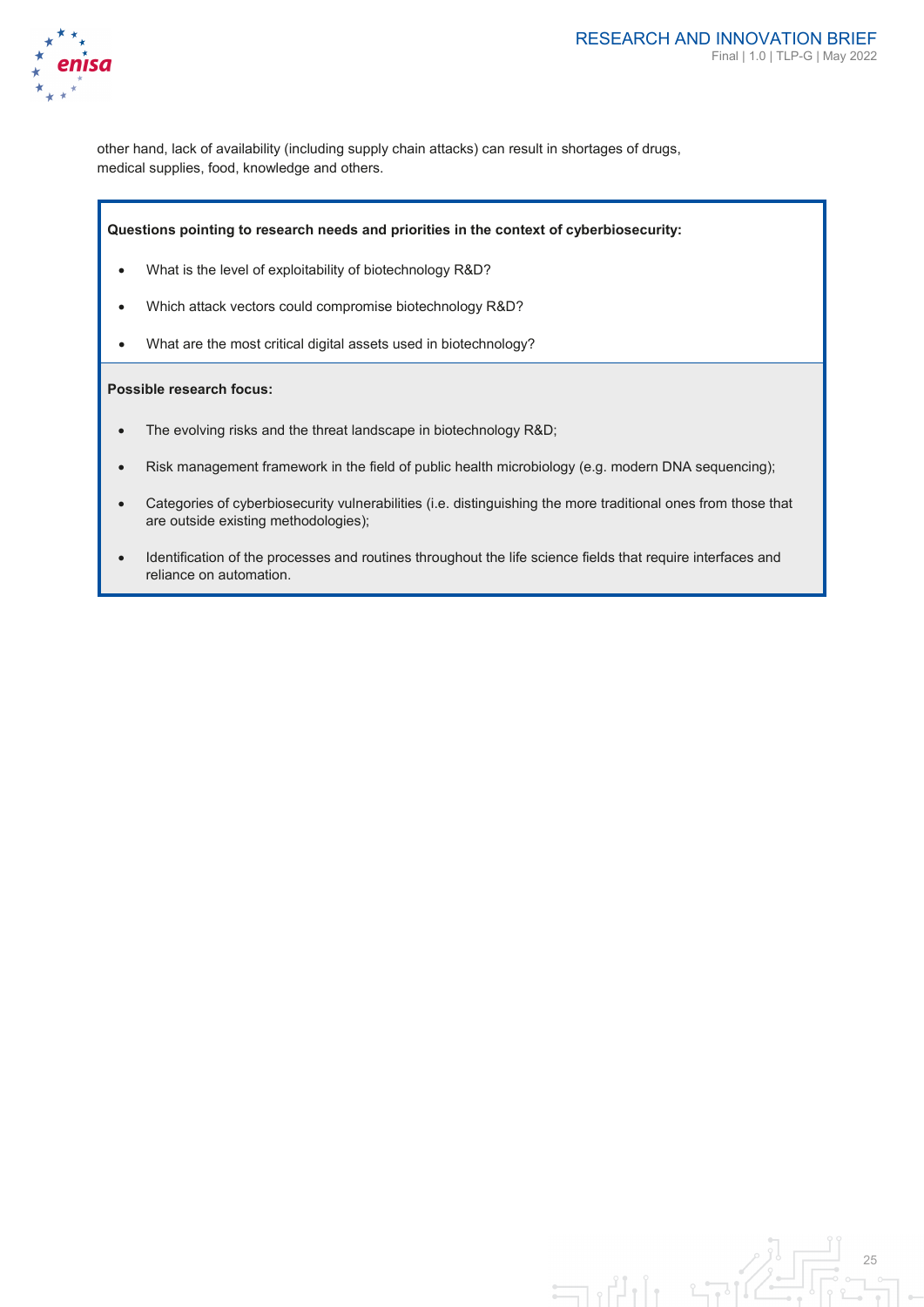other hand, lack of availability (including supply chain attacks) can result in shortages of drugs, medical supplies, food, knowledge and others.

**Questions pointing to research needs and priorities in the context of cyberbiosecurity:**

- What is the level of exploitability of biotechnology R&D?
- Which attack vectors could compromise biotechnology R&D?
- What are the most critical digital assets used in biotechnology?

**Possible research focus:**

- The evolving risks and the threat landscape in biotechnology R&D;
- Risk management framework in the field of public health microbiology (e.g. modern DNA sequencing);
- Categories of cyberbiosecurity vulnerabilities (i.e. distinguishing the more traditional ones from those that are outside existing methodologies);
- Identification of the processes and routines throughout the life science fields that require interfaces and reliance on automation.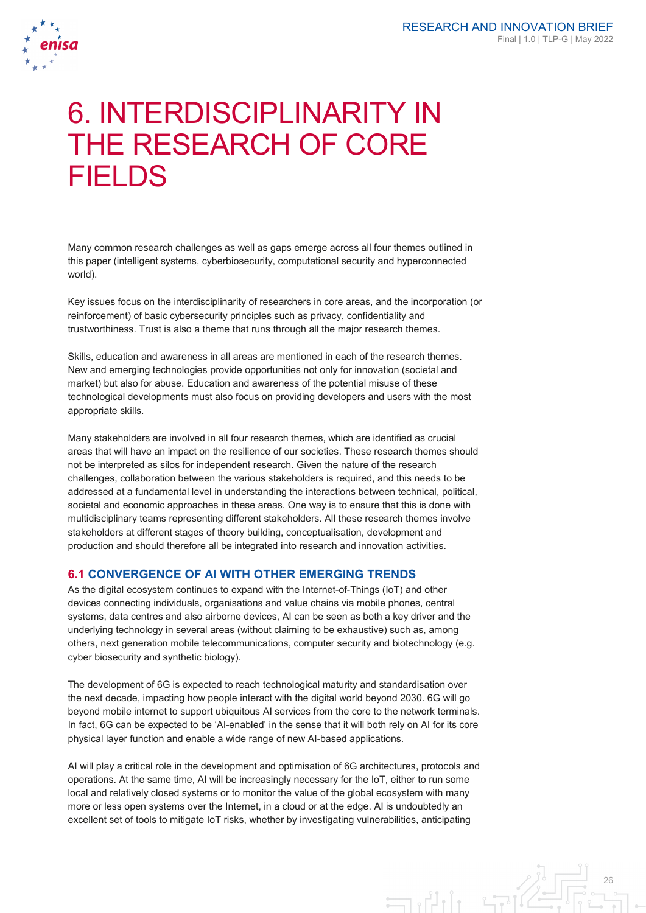# 6. INTERDISCIPLINARITY IN THE RESEARCH OF CORE FIELDS

Many common research challenges as well as gaps emerge across all four themes outlined in this paper (intelligent systems, cyberbiosecurity, computational security and hyperconnected world).

Key issues focus on the interdisciplinarity of researchers in core areas, and the incorporation (or reinforcement) of basic cybersecurity principles such as privacy, confidentiality and trustworthiness. Trust is also a theme that runs through all the major research themes.

Skills, education and awareness in all areas are mentioned in each of the research themes. New and emerging technologies provide opportunities not only for innovation (societal and market) but also for abuse. Education and awareness of the potential misuse of these technological developments must also focus on providing developers and users with the most appropriate skills.

Many stakeholders are involved in all four research themes, which are identified as crucial areas that will have an impact on the resilience of our societies. These research themes should not be interpreted as silos for independent research. Given the nature of the research challenges, collaboration between the various stakeholders is required, and this needs to be addressed at a fundamental level in understanding the interactions between technical, political, societal and economic approaches in these areas. One way is to ensure that this is done with multidisciplinary teams representing different stakeholders. All these research themes involve stakeholders at different stages of theory building, conceptualisation, development and production and should therefore all be integrated into research and innovation activities.

## 6.1 CONVERGENCE OF AI WITH OTHER EMERGING TRENDS

As the digital ecosystem continues to expand with the Internet-of-Things (IoT) and other devices connecting individuals, organisations and value chains via mobile phones, central systems, data centres and also airborne devices, AI can be seen as both a key driver and the underlying technology in several areas (without claiming to be exhaustive) such as, among others, next generation mobile telecommunications, computer security and biotechnology (e.g. cyber biosecurity and synthetic biology).

The development of 6G is expected to reach technological maturity and standardisation over the next decade, impacting how people interact with the digital world beyond 2030. 6G will go beyond mobile internet to support ubiquitous AI services from the core to the network terminals. In fact, 6G can be expected to be 'AI-enabled' in the sense that it will both rely on AI for its core physical layer function and enable a wide range of new AI-based applications.

AI will play a critical role in the development and optimisation of 6G architectures, protocols and operations. At the same time, AI will be increasingly necessary for the IoT, either to run some local and relatively closed systems or to monitor the value of the global ecosystem with many more or less open systems over the Internet, in a cloud or at the edge. AI is undoubtedly an excellent set of tools to mitigate IoT risks, whether by investigating vulnerabilities, anticipating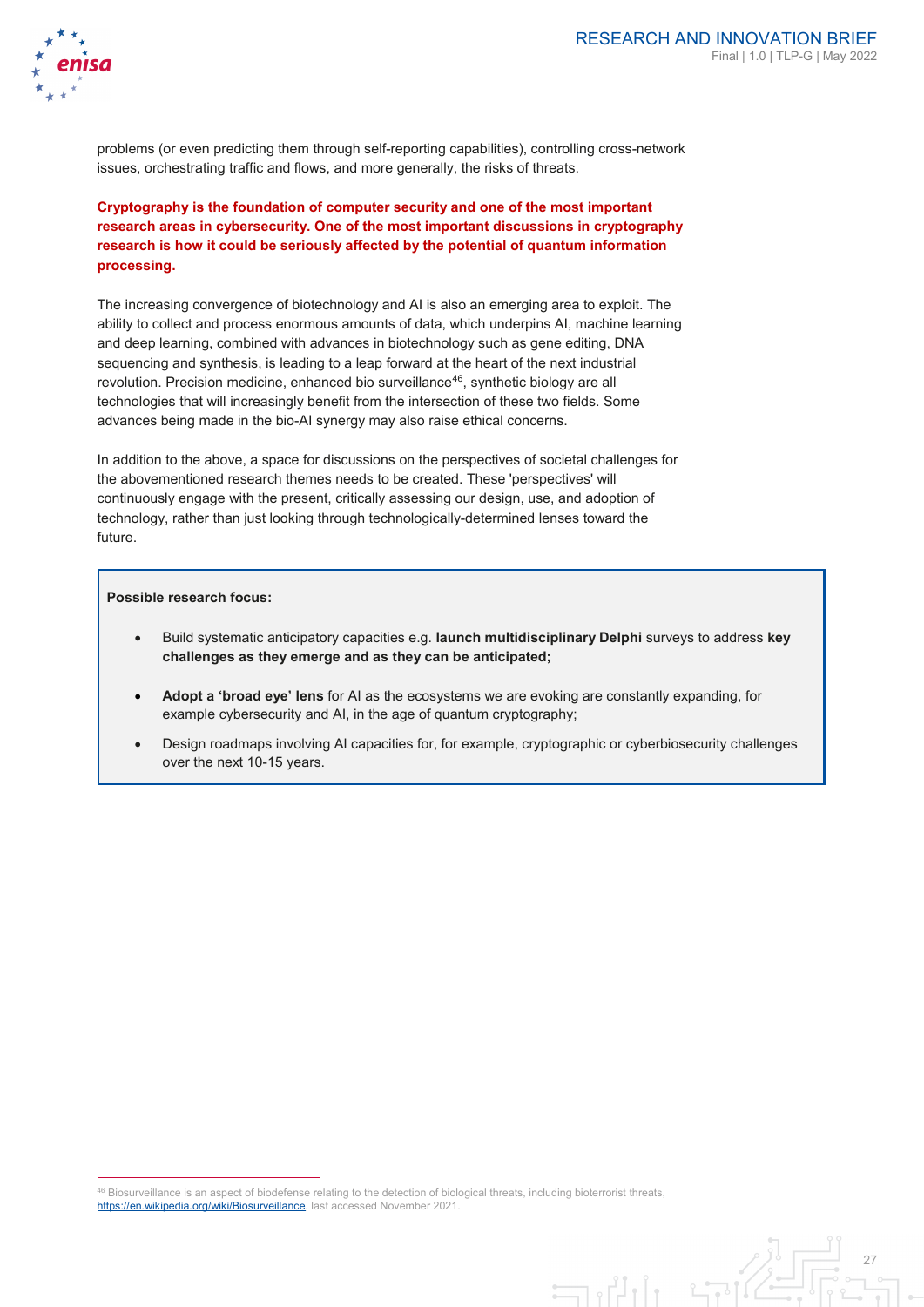problems (or even predicting them through self-reporting capabilities), controlling cross-network issues, orchestrating traffic and flows, and more generally, the risks of threats.

**Cryptography is the foundation of computer security and one of the most important research areas in cybersecurity. One of the most important discussions in cryptography research is how it could be seriously affected by the potential of quantum information processing.**

The increasing convergence of biotechnology and AI is also an emerging area to exploit. The ability to collect and process enormous amounts of data, which underpins AI, machine learning and deep learning, combined with advances in biotechnology such as gene editing, DNA sequencing and synthesis, is leading to a leap forward at the heart of the next industrial revolution. Precision medicine, enhanced bio surveillance[46], synthetic biology are all technologies that will increasingly benefit from the intersection of these two fields. Some advances being made in the bio-AI synergy may also raise ethical concerns.

In addition to the above, a space for discussions on the perspectives of societal challenges for the abovementioned research themes needs to be created. These 'perspectives' will continuously engage with the present, critically assessing our design, use, and adoption of technology, rather than just looking through technologically-determined lenses toward the future.

**Possible research focus:**

- Build systematic anticipatory capacities e.g. **launch multidisciplinary Delphi** surveys to address **key challenges as they emerge and as they can be anticipated;**
- **Adopt a 'broad eye' lens** for AI as the ecosystems we are evoking are constantly expanding, for example cybersecurity and AI, in the age of quantum cryptography;
- Design roadmaps involving AI capacities for, for example, cryptographic or cyberbiosecurity challenges over the next 10-15 years.

[46] Biosurveillance is an aspect of biodefense relating to the detection of biological threats, including bioterrorist threats, https://en.wikipedia.org/wiki/Biosurveillance, last accessed November 2021.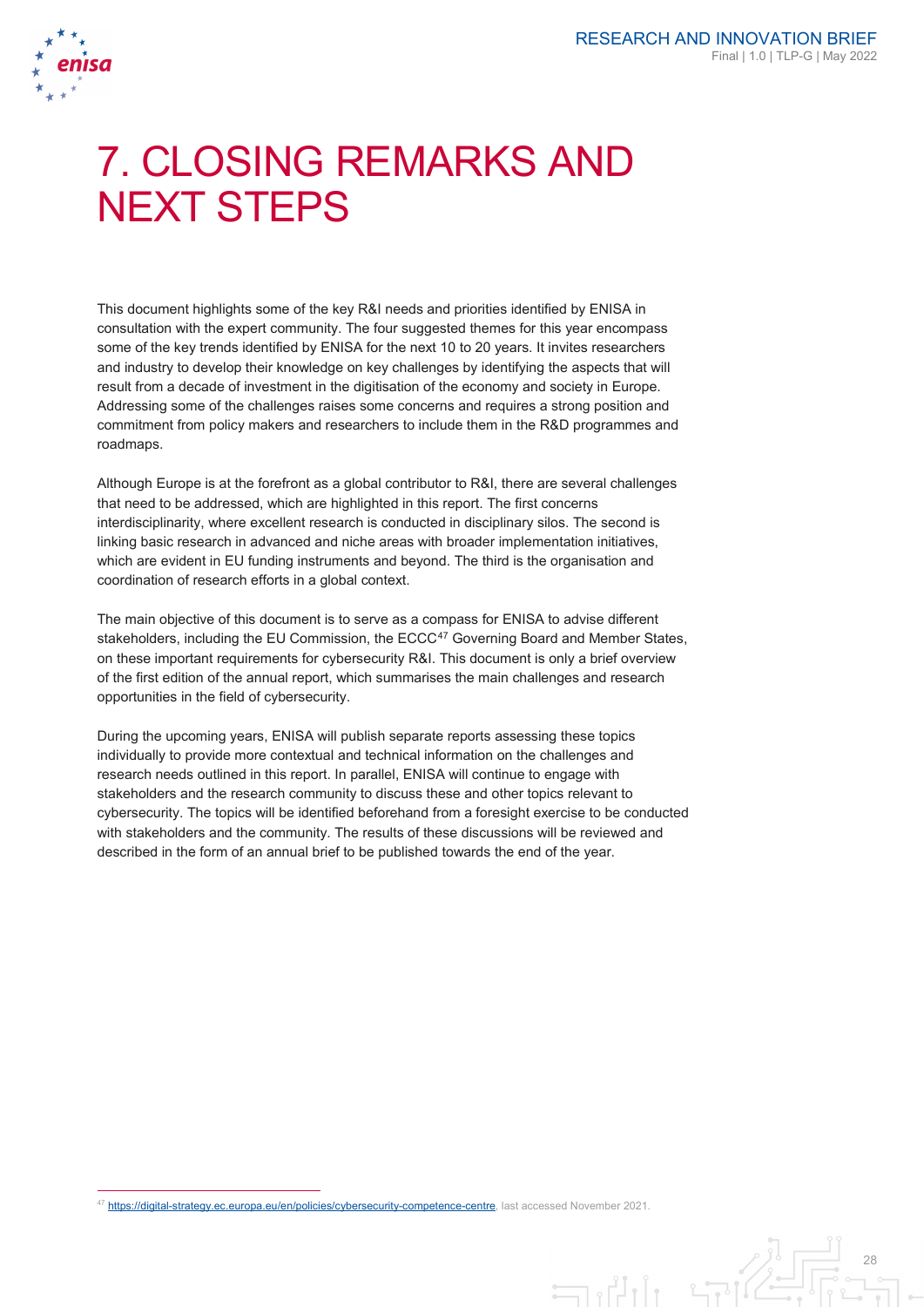# 7. CLOSING REMARKS AND NEXT STEPS

This document highlights some of the key R&I needs and priorities identified by ENISA in consultation with the expert community. The four suggested themes for this year encompass some of the key trends identified by ENISA for the next 10 to 20 years. It invites researchers and industry to develop their knowledge on key challenges by identifying the aspects that will result from a decade of investment in the digitisation of the economy and society in Europe. Addressing some of the challenges raises some concerns and requires a strong position and commitment from policy makers and researchers to include them in the R&D programmes and roadmaps.

Although Europe is at the forefront as a global contributor to R&I, there are several challenges that need to be addressed, which are highlighted in this report. The first concerns interdisciplinarity, where excellent research is conducted in disciplinary silos. The second is linking basic research in advanced and niche areas with broader implementation initiatives, which are evident in EU funding instruments and beyond. The third is the organisation and coordination of research efforts in a global context.

The main objective of this document is to serve as a compass for ENISA to advise different stakeholders, including the EU Commission, the ECCC[47] Governing Board and Member States, on these important requirements for cybersecurity R&I. This document is only a brief overview of the first edition of the annual report, which summarises the main challenges and research opportunities in the field of cybersecurity.

During the upcoming years, ENISA will publish separate reports assessing these topics individually to provide more contextual and technical information on the challenges and research needs outlined in this report. In parallel, ENISA will continue to engage with stakeholders and the research community to discuss these and other topics relevant to cybersecurity. The topics will be identified beforehand from a foresight exercise to be conducted with stakeholders and the community. The results of these discussions will be reviewed and described in the form of an annual brief to be published towards the end of the year.

[47] https://digital-strategy.ec.europa.eu/en/policies/cybersecurity-competence-centre, last accessed November 2021.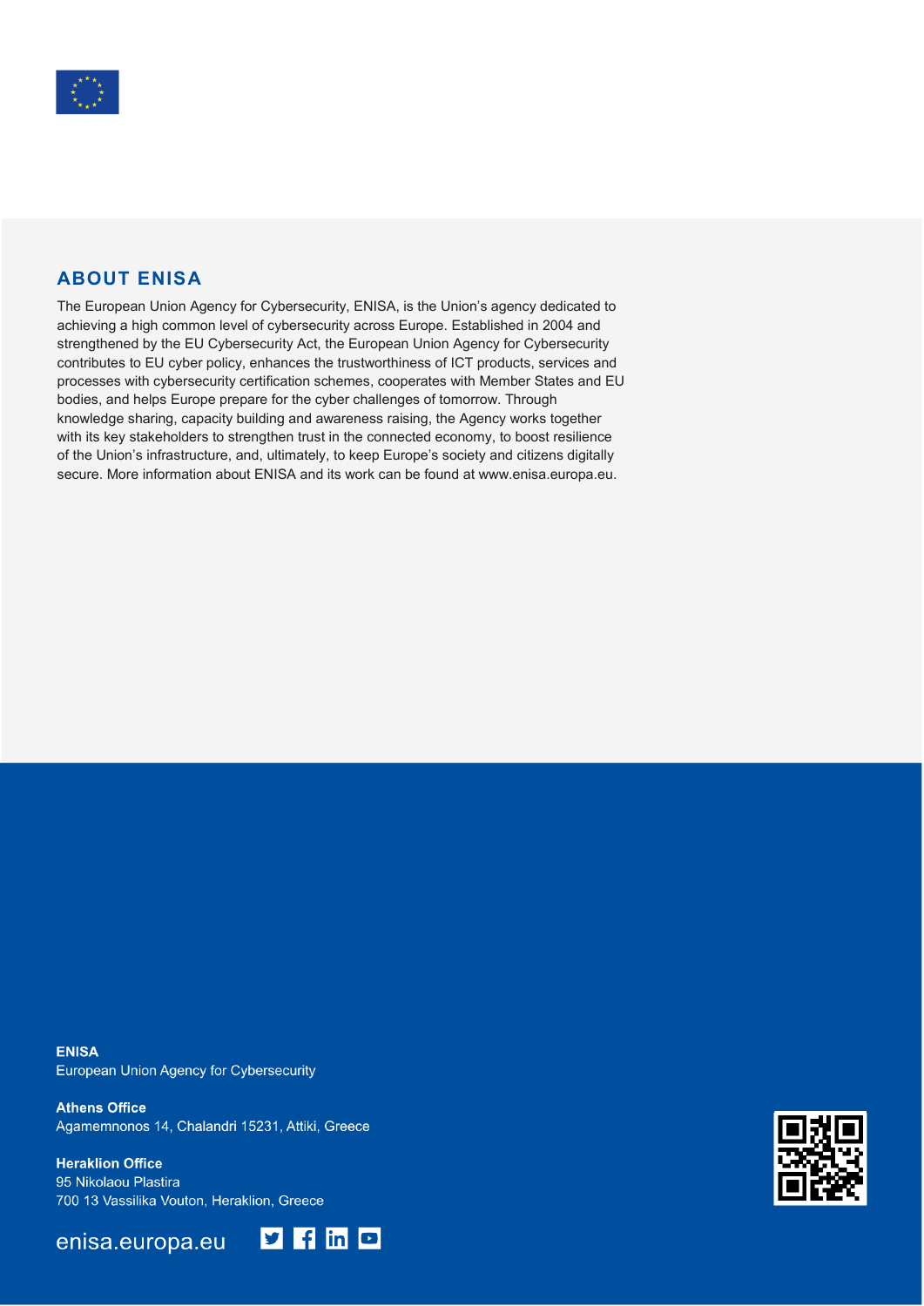## ABOUT ENISA

The European Union Agency for Cybersecurity, ENISA, is the Union's agency dedicated to achieving a high common level of cybersecurity across Europe. Established in 2004 and strengthened by the EU Cybersecurity Act, the European Union Agency for Cybersecurity contributes to EU cyber policy, enhances the trustworthiness of ICT products, services and processes with cybersecurity certification schemes, cooperates with Member States and EU bodies, and helps Europe prepare for the cyber challenges of tomorrow. Through knowledge sharing, capacity building and awareness raising, the Agency works together with its key stakeholders to strengthen trust in the connected economy, to boost resilience of the Union's infrastructure, and, ultimately, to keep Europe's society and citizens digitally secure. More information about ENISA and its work can be found at www.enisa.europa.eu.

**ENISA**
European Union Agency for Cybersecurity

**Athens Office**
Agamemnonos 14, Chalandri 15231, Attiki, Greece

**Heraklion Office**
95 Nikolaou Plastira
700 13 Vassilika Vouton, Heraklion, Greece

enisa.europa.eu